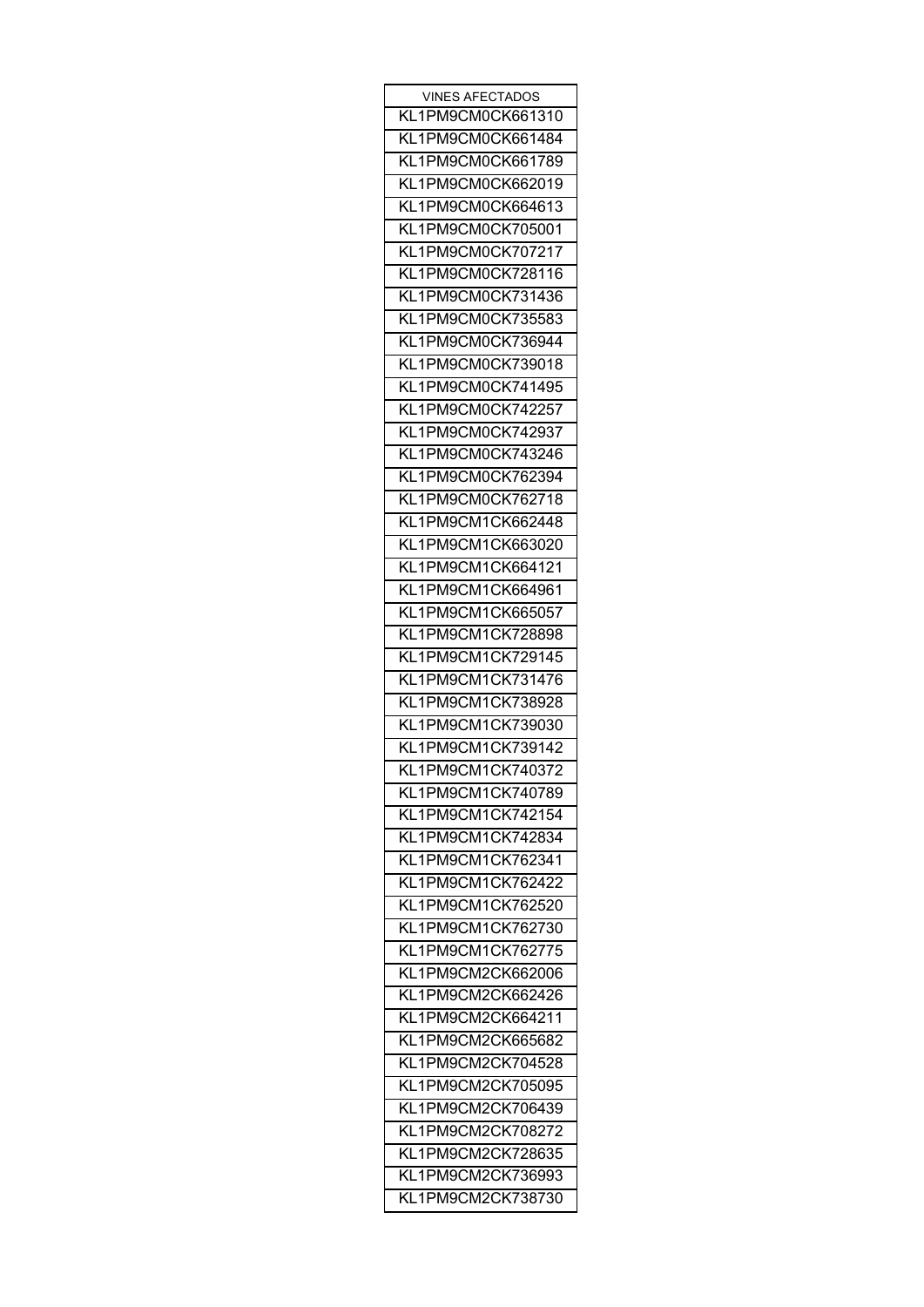| VINES AFECTADOS |
| --- |
| KL1PM9CM0CK661310 |
| KL1PM9CM0CK661484 |
| KL1PM9CM0CK661789 |
| KL1PM9CM0CK662019 |
| KL1PM9CM0CK664613 |
| KL1PM9CM0CK705001 |
| KL1PM9CM0CK707217 |
| KL1PM9CM0CK728116 |
| KL1PM9CM0CK731436 |
| KL1PM9CM0CK735583 |
| KL1PM9CM0CK736944 |
| KL1PM9CM0CK739018 |
| KL1PM9CM0CK741495 |
| KL1PM9CM0CK742257 |
| KL1PM9CM0CK742937 |
| KL1PM9CM0CK743246 |
| KL1PM9CM0CK762394 |
| KL1PM9CM0CK762718 |
| KL1PM9CM1CK662448 |
| KL1PM9CM1CK663020 |
| KL1PM9CM1CK664121 |
| KL1PM9CM1CK664961 |
| KL1PM9CM1CK665057 |
| KL1PM9CM1CK728898 |
| KL1PM9CM1CK729145 |
| KL1PM9CM1CK731476 |
| KL1PM9CM1CK738928 |
| KL1PM9CM1CK739030 |
| KL1PM9CM1CK739142 |
| KL1PM9CM1CK740372 |
| KL1PM9CM1CK740789 |
| KL1PM9CM1CK742154 |
| KL1PM9CM1CK742834 |
| KL1PM9CM1CK762341 |
| KL1PM9CM1CK762422 |
| KL1PM9CM1CK762520 |
| KL1PM9CM1CK762730 |
| KL1PM9CM1CK762775 |
| KL1PM9CM2CK662006 |
| KL1PM9CM2CK662426 |
| KL1PM9CM2CK664211 |
| KL1PM9CM2CK665682 |
| KL1PM9CM2CK704528 |
| KL1PM9CM2CK705095 |
| KL1PM9CM2CK706439 |
| KL1PM9CM2CK708272 |
| KL1PM9CM2CK728635 |
| KL1PM9CM2CK736993 |
| KL1PM9CM2CK738730 |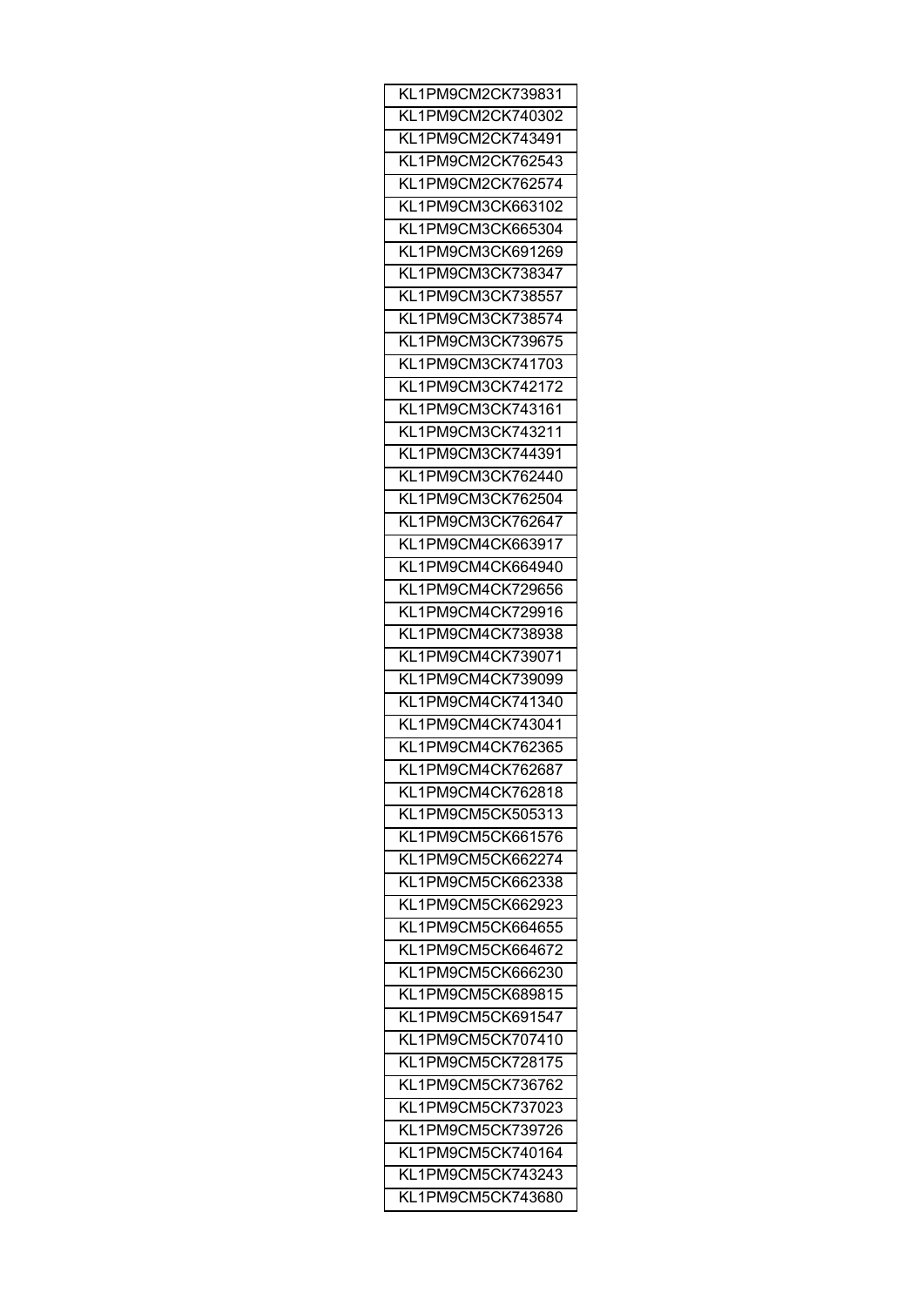| KL1PM9CM2CK739831 |
|---|
| KL1PM9CM2CK740302 |
| KL1PM9CM2CK743491 |
| KL1PM9CM2CK762543 |
| KL1PM9CM2CK762574 |
| KL1PM9CM3CK663102 |
| KL1PM9CM3CK665304 |
| KL1PM9CM3CK691269 |
| KL1PM9CM3CK738347 |
| KL1PM9CM3CK738557 |
| KL1PM9CM3CK738574 |
| KL1PM9CM3CK739675 |
| KL1PM9CM3CK741703 |
| KL1PM9CM3CK742172 |
| KL1PM9CM3CK743161 |
| KL1PM9CM3CK743211 |
| KL1PM9CM3CK744391 |
| KL1PM9CM3CK762440 |
| KL1PM9CM3CK762504 |
| KL1PM9CM3CK762647 |
| KL1PM9CM4CK663917 |
| KL1PM9CM4CK664940 |
| KL1PM9CM4CK729656 |
| KL1PM9CM4CK729916 |
| KL1PM9CM4CK738938 |
| KL1PM9CM4CK739071 |
| KL1PM9CM4CK739099 |
| KL1PM9CM4CK741340 |
| KL1PM9CM4CK743041 |
| KL1PM9CM4CK762365 |
| KL1PM9CM4CK762687 |
| KL1PM9CM4CK762818 |
| KL1PM9CM5CK505313 |
| KL1PM9CM5CK661576 |
| KL1PM9CM5CK662274 |
| KL1PM9CM5CK662338 |
| KL1PM9CM5CK662923 |
| KL1PM9CM5CK664655 |
| KL1PM9CM5CK664672 |
| KL1PM9CM5CK666230 |
| KL1PM9CM5CK689815 |
| KL1PM9CM5CK691547 |
| KL1PM9CM5CK707410 |
| KL1PM9CM5CK728175 |
| KL1PM9CM5CK736762 |
| KL1PM9CM5CK737023 |
| KL1PM9CM5CK739726 |
| KL1PM9CM5CK740164 |
| KL1PM9CM5CK743243 |
| KL1PM9CM5CK743680 |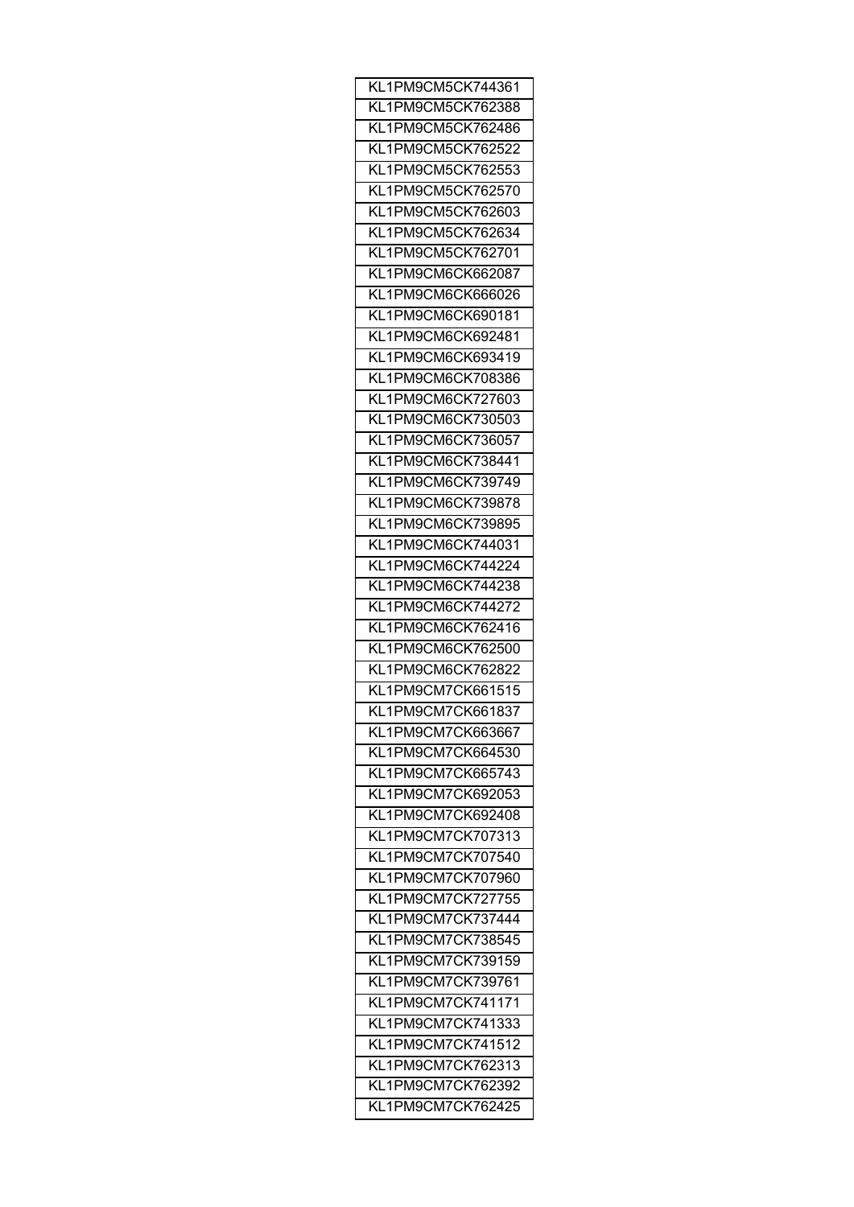| KL1PM9CM5CK744361 |
|---|
| KL1PM9CM5CK762388 |
| KL1PM9CM5CK762486 |
| KL1PM9CM5CK762522 |
| KL1PM9CM5CK762553 |
| KL1PM9CM5CK762570 |
| KL1PM9CM5CK762603 |
| KL1PM9CM5CK762634 |
| KL1PM9CM5CK762701 |
| KL1PM9CM6CK662087 |
| KL1PM9CM6CK666026 |
| KL1PM9CM6CK690181 |
| KL1PM9CM6CK692481 |
| KL1PM9CM6CK693419 |
| KL1PM9CM6CK708386 |
| KL1PM9CM6CK727603 |
| KL1PM9CM6CK730503 |
| KL1PM9CM6CK736057 |
| KL1PM9CM6CK738441 |
| KL1PM9CM6CK739749 |
| KL1PM9CM6CK739878 |
| KL1PM9CM6CK739895 |
| KL1PM9CM6CK744031 |
| KL1PM9CM6CK744224 |
| KL1PM9CM6CK744238 |
| KL1PM9CM6CK744272 |
| KL1PM9CM6CK762416 |
| KL1PM9CM6CK762500 |
| KL1PM9CM6CK762822 |
| KL1PM9CM7CK661515 |
| KL1PM9CM7CK661837 |
| KL1PM9CM7CK663667 |
| KL1PM9CM7CK664530 |
| KL1PM9CM7CK665743 |
| KL1PM9CM7CK692053 |
| KL1PM9CM7CK692408 |
| KL1PM9CM7CK707313 |
| KL1PM9CM7CK707540 |
| KL1PM9CM7CK707960 |
| KL1PM9CM7CK727755 |
| KL1PM9CM7CK737444 |
| KL1PM9CM7CK738545 |
| KL1PM9CM7CK739159 |
| KL1PM9CM7CK739761 |
| KL1PM9CM7CK741171 |
| KL1PM9CM7CK741333 |
| KL1PM9CM7CK741512 |
| KL1PM9CM7CK762313 |
| KL1PM9CM7CK762392 |
| KL1PM9CM7CK762425 |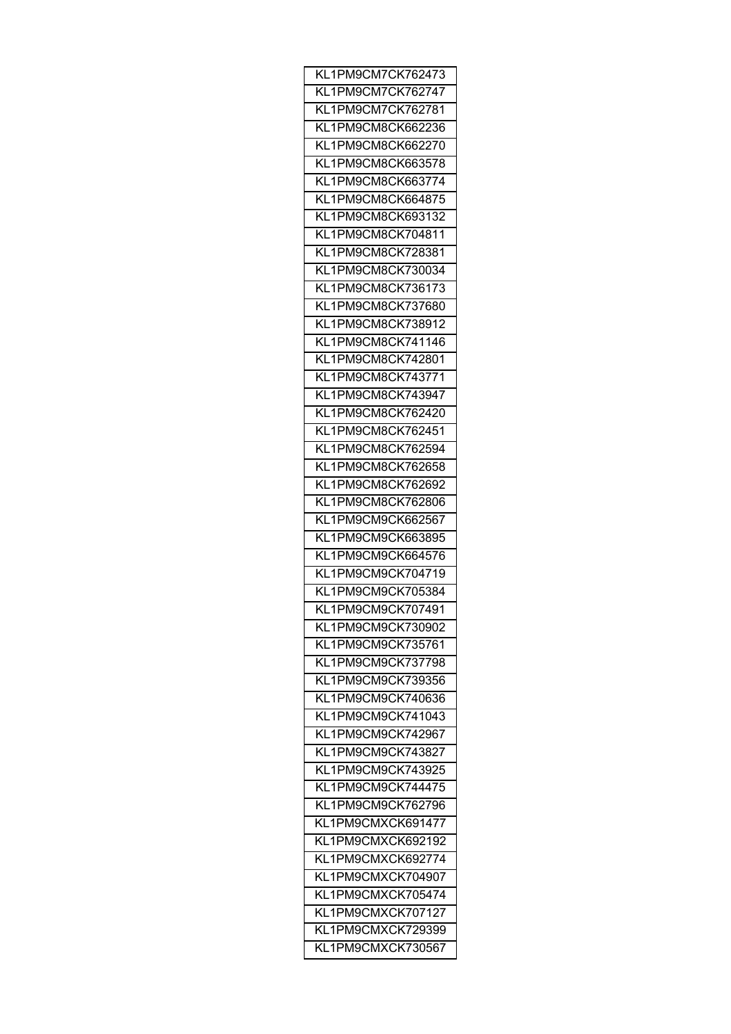| KL1PM9CM7CK762473 |
|---|
| KL1PM9CM7CK762747 |
| KL1PM9CM7CK762781 |
| KL1PM9CM8CK662236 |
| KL1PM9CM8CK662270 |
| KL1PM9CM8CK663578 |
| KL1PM9CM8CK663774 |
| KL1PM9CM8CK664875 |
| KL1PM9CM8CK693132 |
| KL1PM9CM8CK704811 |
| KL1PM9CM8CK728381 |
| KL1PM9CM8CK730034 |
| KL1PM9CM8CK736173 |
| KL1PM9CM8CK737680 |
| KL1PM9CM8CK738912 |
| KL1PM9CM8CK741146 |
| KL1PM9CM8CK742801 |
| KL1PM9CM8CK743771 |
| KL1PM9CM8CK743947 |
| KL1PM9CM8CK762420 |
| KL1PM9CM8CK762451 |
| KL1PM9CM8CK762594 |
| KL1PM9CM8CK762658 |
| KL1PM9CM8CK762692 |
| KL1PM9CM8CK762806 |
| KL1PM9CM9CK662567 |
| KL1PM9CM9CK663895 |
| KL1PM9CM9CK664576 |
| KL1PM9CM9CK704719 |
| KL1PM9CM9CK705384 |
| KL1PM9CM9CK707491 |
| KL1PM9CM9CK730902 |
| KL1PM9CM9CK735761 |
| KL1PM9CM9CK737798 |
| KL1PM9CM9CK739356 |
| KL1PM9CM9CK740636 |
| KL1PM9CM9CK741043 |
| KL1PM9CM9CK742967 |
| KL1PM9CM9CK743827 |
| KL1PM9CM9CK743925 |
| KL1PM9CM9CK744475 |
| KL1PM9CM9CK762796 |
| KL1PM9CMXCK691477 |
| KL1PM9CMXCK692192 |
| KL1PM9CMXCK692774 |
| KL1PM9CMXCK704907 |
| KL1PM9CMXCK705474 |
| KL1PM9CMXCK707127 |
| KL1PM9CMXCK729399 |
| KL1PM9CMXCK730567 |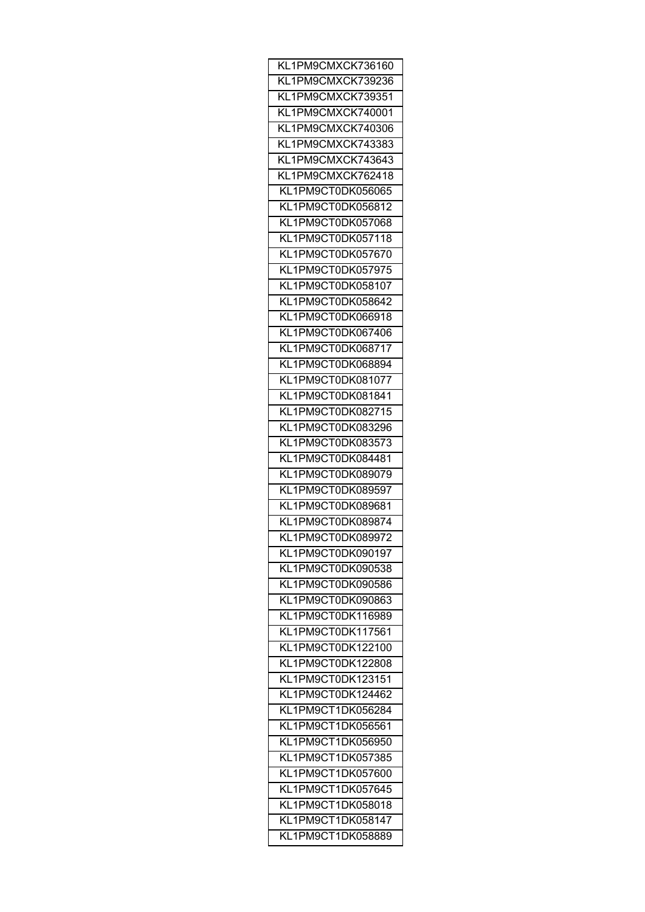| KL1PM9CMXCK736160 |
| --- |
| KL1PM9CMXCK739236 |
| KL1PM9CMXCK739351 |
| KL1PM9CMXCK740001 |
| KL1PM9CMXCK740306 |
| KL1PM9CMXCK743383 |
| KL1PM9CMXCK743643 |
| KL1PM9CMXCK762418 |
| KL1PM9CT0DK056065 |
| KL1PM9CT0DK056812 |
| KL1PM9CT0DK057068 |
| KL1PM9CT0DK057118 |
| KL1PM9CT0DK057670 |
| KL1PM9CT0DK057975 |
| KL1PM9CT0DK058107 |
| KL1PM9CT0DK058642 |
| KL1PM9CT0DK066918 |
| KL1PM9CT0DK067406 |
| KL1PM9CT0DK068717 |
| KL1PM9CT0DK068894 |
| KL1PM9CT0DK081077 |
| KL1PM9CT0DK081841 |
| KL1PM9CT0DK082715 |
| KL1PM9CT0DK083296 |
| KL1PM9CT0DK083573 |
| KL1PM9CT0DK084481 |
| KL1PM9CT0DK089079 |
| KL1PM9CT0DK089597 |
| KL1PM9CT0DK089681 |
| KL1PM9CT0DK089874 |
| KL1PM9CT0DK089972 |
| KL1PM9CT0DK090197 |
| KL1PM9CT0DK090538 |
| KL1PM9CT0DK090586 |
| KL1PM9CT0DK090863 |
| KL1PM9CT0DK116989 |
| KL1PM9CT0DK117561 |
| KL1PM9CT0DK122100 |
| KL1PM9CT0DK122808 |
| KL1PM9CT0DK123151 |
| KL1PM9CT0DK124462 |
| KL1PM9CT1DK056284 |
| KL1PM9CT1DK056561 |
| KL1PM9CT1DK056950 |
| KL1PM9CT1DK057385 |
| KL1PM9CT1DK057600 |
| KL1PM9CT1DK057645 |
| KL1PM9CT1DK058018 |
| KL1PM9CT1DK058147 |
| KL1PM9CT1DK058889 |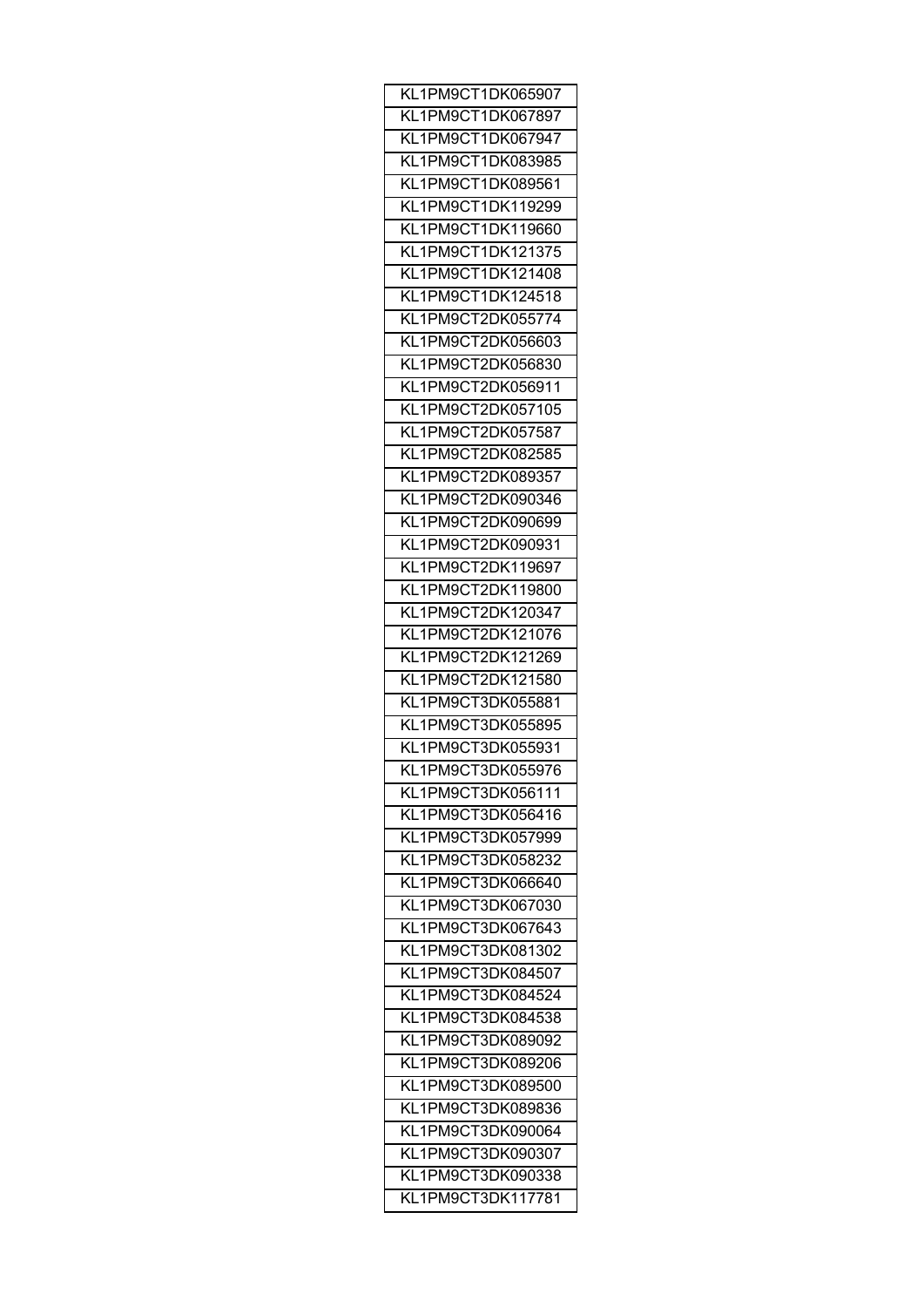| KL1PM9CT1DK065907 |
|---|
| KL1PM9CT1DK067897 |
| KL1PM9CT1DK067947 |
| KL1PM9CT1DK083985 |
| KL1PM9CT1DK089561 |
| KL1PM9CT1DK119299 |
| KL1PM9CT1DK119660 |
| KL1PM9CT1DK121375 |
| KL1PM9CT1DK121408 |
| KL1PM9CT1DK124518 |
| KL1PM9CT2DK055774 |
| KL1PM9CT2DK056603 |
| KL1PM9CT2DK056830 |
| KL1PM9CT2DK056911 |
| KL1PM9CT2DK057105 |
| KL1PM9CT2DK057587 |
| KL1PM9CT2DK082585 |
| KL1PM9CT2DK089357 |
| KL1PM9CT2DK090346 |
| KL1PM9CT2DK090699 |
| KL1PM9CT2DK090931 |
| KL1PM9CT2DK119697 |
| KL1PM9CT2DK119800 |
| KL1PM9CT2DK120347 |
| KL1PM9CT2DK121076 |
| KL1PM9CT2DK121269 |
| KL1PM9CT2DK121580 |
| KL1PM9CT3DK055881 |
| KL1PM9CT3DK055895 |
| KL1PM9CT3DK055931 |
| KL1PM9CT3DK055976 |
| KL1PM9CT3DK056111 |
| KL1PM9CT3DK056416 |
| KL1PM9CT3DK057999 |
| KL1PM9CT3DK058232 |
| KL1PM9CT3DK066640 |
| KL1PM9CT3DK067030 |
| KL1PM9CT3DK067643 |
| KL1PM9CT3DK081302 |
| KL1PM9CT3DK084507 |
| KL1PM9CT3DK084524 |
| KL1PM9CT3DK084538 |
| KL1PM9CT3DK089092 |
| KL1PM9CT3DK089206 |
| KL1PM9CT3DK089500 |
| KL1PM9CT3DK089836 |
| KL1PM9CT3DK090064 |
| KL1PM9CT3DK090307 |
| KL1PM9CT3DK090338 |
| KL1PM9CT3DK117781 |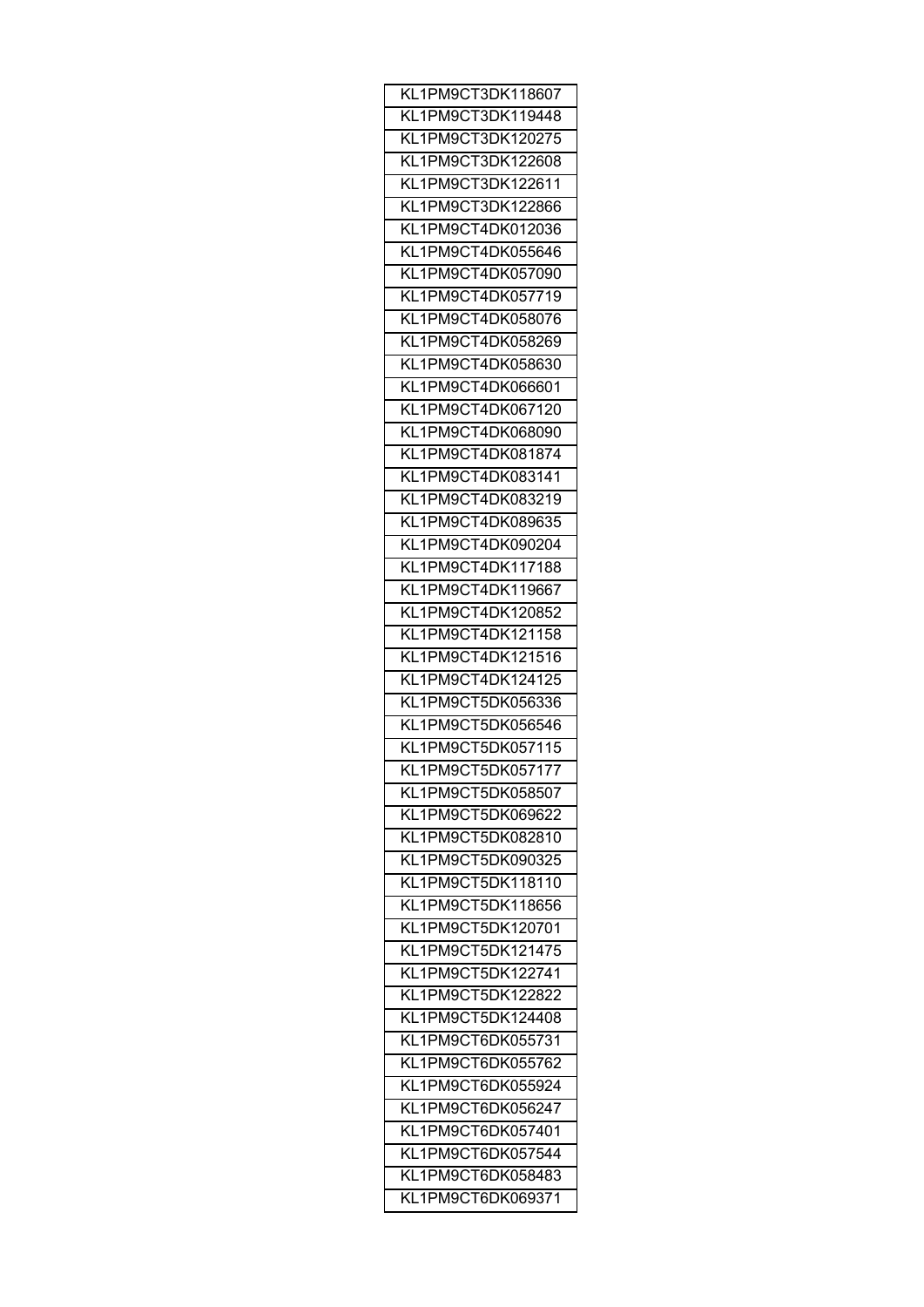| KL1PM9CT3DK118607 |
| --- |
| KL1PM9CT3DK119448 |
| KL1PM9CT3DK120275 |
| KL1PM9CT3DK122608 |
| KL1PM9CT3DK122611 |
| KL1PM9CT3DK122866 |
| KL1PM9CT4DK012036 |
| KL1PM9CT4DK055646 |
| KL1PM9CT4DK057090 |
| KL1PM9CT4DK057719 |
| KL1PM9CT4DK058076 |
| KL1PM9CT4DK058269 |
| KL1PM9CT4DK058630 |
| KL1PM9CT4DK066601 |
| KL1PM9CT4DK067120 |
| KL1PM9CT4DK068090 |
| KL1PM9CT4DK081874 |
| KL1PM9CT4DK083141 |
| KL1PM9CT4DK083219 |
| KL1PM9CT4DK089635 |
| KL1PM9CT4DK090204 |
| KL1PM9CT4DK117188 |
| KL1PM9CT4DK119667 |
| KL1PM9CT4DK120852 |
| KL1PM9CT4DK121158 |
| KL1PM9CT4DK121516 |
| KL1PM9CT4DK124125 |
| KL1PM9CT5DK056336 |
| KL1PM9CT5DK056546 |
| KL1PM9CT5DK057115 |
| KL1PM9CT5DK057177 |
| KL1PM9CT5DK058507 |
| KL1PM9CT5DK069622 |
| KL1PM9CT5DK082810 |
| KL1PM9CT5DK090325 |
| KL1PM9CT5DK118110 |
| KL1PM9CT5DK118656 |
| KL1PM9CT5DK120701 |
| KL1PM9CT5DK121475 |
| KL1PM9CT5DK122741 |
| KL1PM9CT5DK122822 |
| KL1PM9CT5DK124408 |
| KL1PM9CT6DK055731 |
| KL1PM9CT6DK055762 |
| KL1PM9CT6DK055924 |
| KL1PM9CT6DK056247 |
| KL1PM9CT6DK057401 |
| KL1PM9CT6DK057544 |
| KL1PM9CT6DK058483 |
| KL1PM9CT6DK069371 |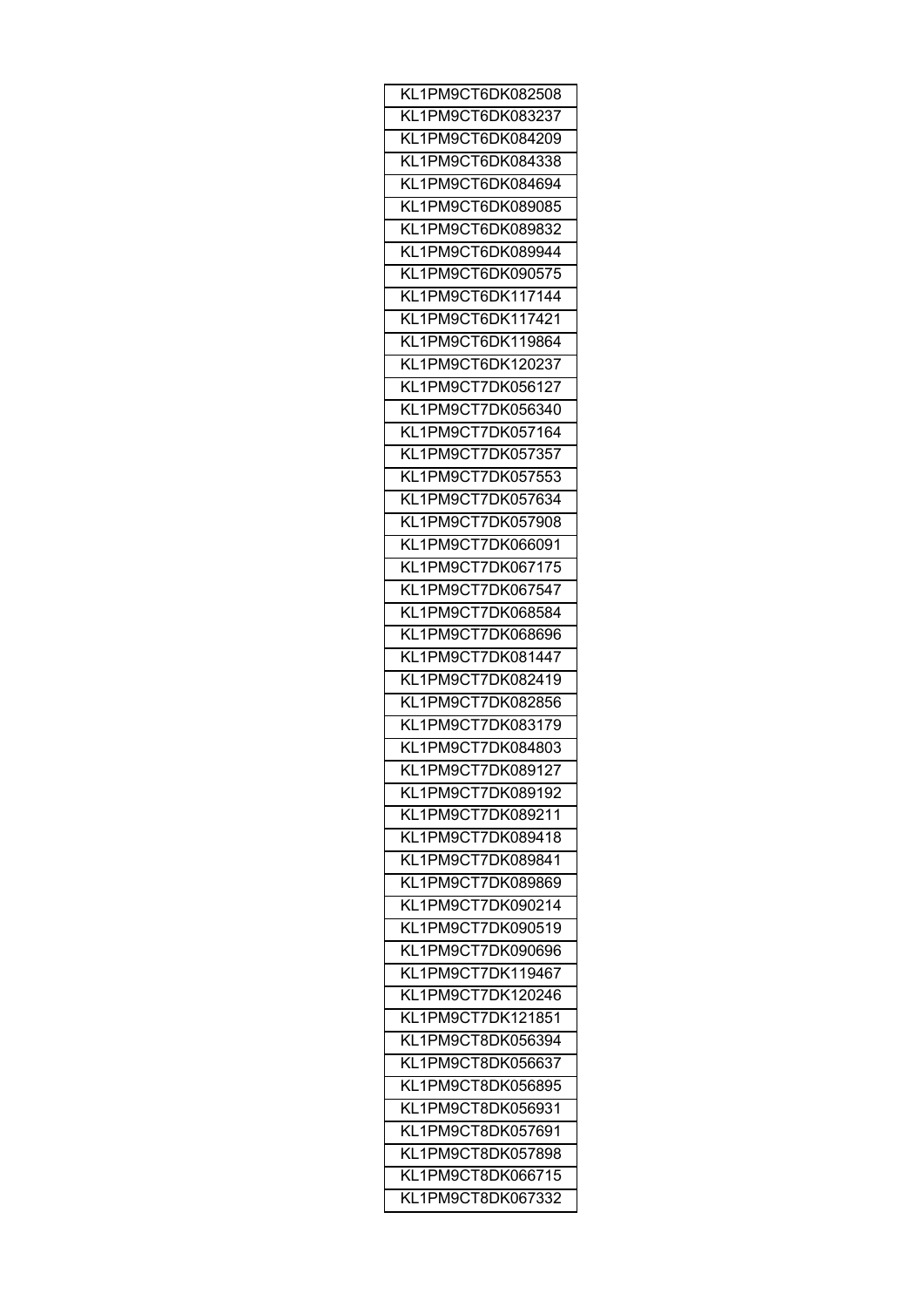| KL1PM9CT6DK082508 |
|---|
| KL1PM9CT6DK083237 |
| KL1PM9CT6DK084209 |
| KL1PM9CT6DK084338 |
| KL1PM9CT6DK084694 |
| KL1PM9CT6DK089085 |
| KL1PM9CT6DK089832 |
| KL1PM9CT6DK089944 |
| KL1PM9CT6DK090575 |
| KL1PM9CT6DK117144 |
| KL1PM9CT6DK117421 |
| KL1PM9CT6DK119864 |
| KL1PM9CT6DK120237 |
| KL1PM9CT7DK056127 |
| KL1PM9CT7DK056340 |
| KL1PM9CT7DK057164 |
| KL1PM9CT7DK057357 |
| KL1PM9CT7DK057553 |
| KL1PM9CT7DK057634 |
| KL1PM9CT7DK057908 |
| KL1PM9CT7DK066091 |
| KL1PM9CT7DK067175 |
| KL1PM9CT7DK067547 |
| KL1PM9CT7DK068584 |
| KL1PM9CT7DK068696 |
| KL1PM9CT7DK081447 |
| KL1PM9CT7DK082419 |
| KL1PM9CT7DK082856 |
| KL1PM9CT7DK083179 |
| KL1PM9CT7DK084803 |
| KL1PM9CT7DK089127 |
| KL1PM9CT7DK089192 |
| KL1PM9CT7DK089211 |
| KL1PM9CT7DK089418 |
| KL1PM9CT7DK089841 |
| KL1PM9CT7DK089869 |
| KL1PM9CT7DK090214 |
| KL1PM9CT7DK090519 |
| KL1PM9CT7DK090696 |
| KL1PM9CT7DK119467 |
| KL1PM9CT7DK120246 |
| KL1PM9CT7DK121851 |
| KL1PM9CT8DK056394 |
| KL1PM9CT8DK056637 |
| KL1PM9CT8DK056895 |
| KL1PM9CT8DK056931 |
| KL1PM9CT8DK057691 |
| KL1PM9CT8DK057898 |
| KL1PM9CT8DK066715 |
| KL1PM9CT8DK067332 |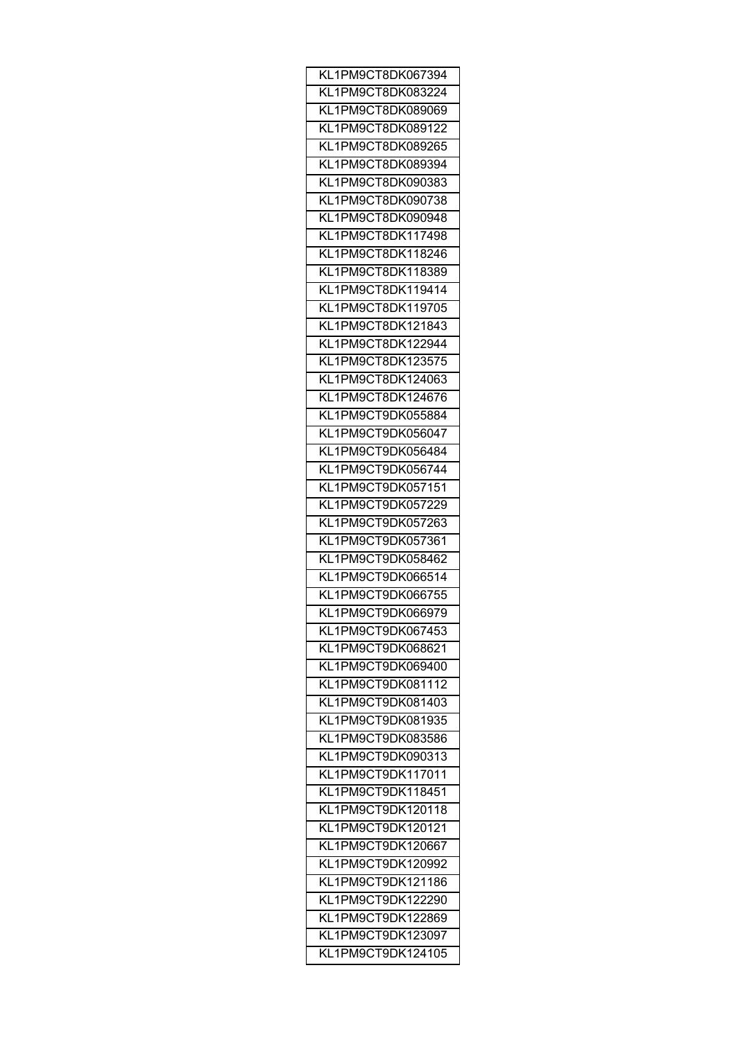| KL1PM9CT8DK067394 |
| --- |
| KL1PM9CT8DK083224 |
| KL1PM9CT8DK089069 |
| KL1PM9CT8DK089122 |
| KL1PM9CT8DK089265 |
| KL1PM9CT8DK089394 |
| KL1PM9CT8DK090383 |
| KL1PM9CT8DK090738 |
| KL1PM9CT8DK090948 |
| KL1PM9CT8DK117498 |
| KL1PM9CT8DK118246 |
| KL1PM9CT8DK118389 |
| KL1PM9CT8DK119414 |
| KL1PM9CT8DK119705 |
| KL1PM9CT8DK121843 |
| KL1PM9CT8DK122944 |
| KL1PM9CT8DK123575 |
| KL1PM9CT8DK124063 |
| KL1PM9CT8DK124676 |
| KL1PM9CT9DK055884 |
| KL1PM9CT9DK056047 |
| KL1PM9CT9DK056484 |
| KL1PM9CT9DK056744 |
| KL1PM9CT9DK057151 |
| KL1PM9CT9DK057229 |
| KL1PM9CT9DK057263 |
| KL1PM9CT9DK057361 |
| KL1PM9CT9DK058462 |
| KL1PM9CT9DK066514 |
| KL1PM9CT9DK066755 |
| KL1PM9CT9DK066979 |
| KL1PM9CT9DK067453 |
| KL1PM9CT9DK068621 |
| KL1PM9CT9DK069400 |
| KL1PM9CT9DK081112 |
| KL1PM9CT9DK081403 |
| KL1PM9CT9DK081935 |
| KL1PM9CT9DK083586 |
| KL1PM9CT9DK090313 |
| KL1PM9CT9DK117011 |
| KL1PM9CT9DK118451 |
| KL1PM9CT9DK120118 |
| KL1PM9CT9DK120121 |
| KL1PM9CT9DK120667 |
| KL1PM9CT9DK120992 |
| KL1PM9CT9DK121186 |
| KL1PM9CT9DK122290 |
| KL1PM9CT9DK122869 |
| KL1PM9CT9DK123097 |
| KL1PM9CT9DK124105 |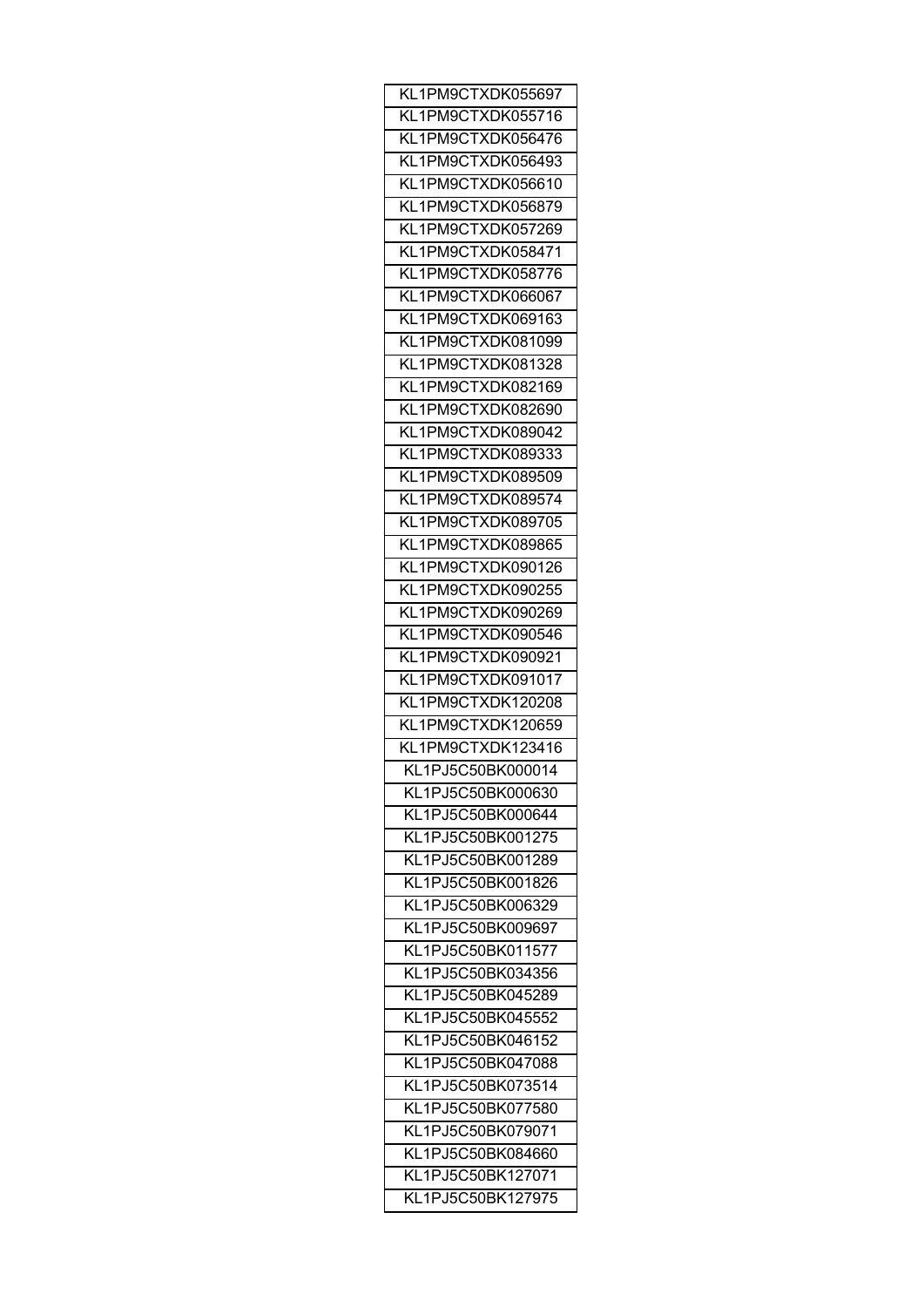| KL1PM9CTXDK055697 |
|---|
| KL1PM9CTXDK055716 |
| KL1PM9CTXDK056476 |
| KL1PM9CTXDK056493 |
| KL1PM9CTXDK056610 |
| KL1PM9CTXDK056879 |
| KL1PM9CTXDK057269 |
| KL1PM9CTXDK058471 |
| KL1PM9CTXDK058776 |
| KL1PM9CTXDK066067 |
| KL1PM9CTXDK069163 |
| KL1PM9CTXDK081099 |
| KL1PM9CTXDK081328 |
| KL1PM9CTXDK082169 |
| KL1PM9CTXDK082690 |
| KL1PM9CTXDK089042 |
| KL1PM9CTXDK089333 |
| KL1PM9CTXDK089509 |
| KL1PM9CTXDK089574 |
| KL1PM9CTXDK089705 |
| KL1PM9CTXDK089865 |
| KL1PM9CTXDK090126 |
| KL1PM9CTXDK090255 |
| KL1PM9CTXDK090269 |
| KL1PM9CTXDK090546 |
| KL1PM9CTXDK090921 |
| KL1PM9CTXDK091017 |
| KL1PM9CTXDK120208 |
| KL1PM9CTXDK120659 |
| KL1PM9CTXDK123416 |
| KL1PJ5C50BK000014 |
| KL1PJ5C50BK000630 |
| KL1PJ5C50BK000644 |
| KL1PJ5C50BK001275 |
| KL1PJ5C50BK001289 |
| KL1PJ5C50BK001826 |
| KL1PJ5C50BK006329 |
| KL1PJ5C50BK009697 |
| KL1PJ5C50BK011577 |
| KL1PJ5C50BK034356 |
| KL1PJ5C50BK045289 |
| KL1PJ5C50BK045552 |
| KL1PJ5C50BK046152 |
| KL1PJ5C50BK047088 |
| KL1PJ5C50BK073514 |
| KL1PJ5C50BK077580 |
| KL1PJ5C50BK079071 |
| KL1PJ5C50BK084660 |
| KL1PJ5C50BK127071 |
| KL1PJ5C50BK127975 |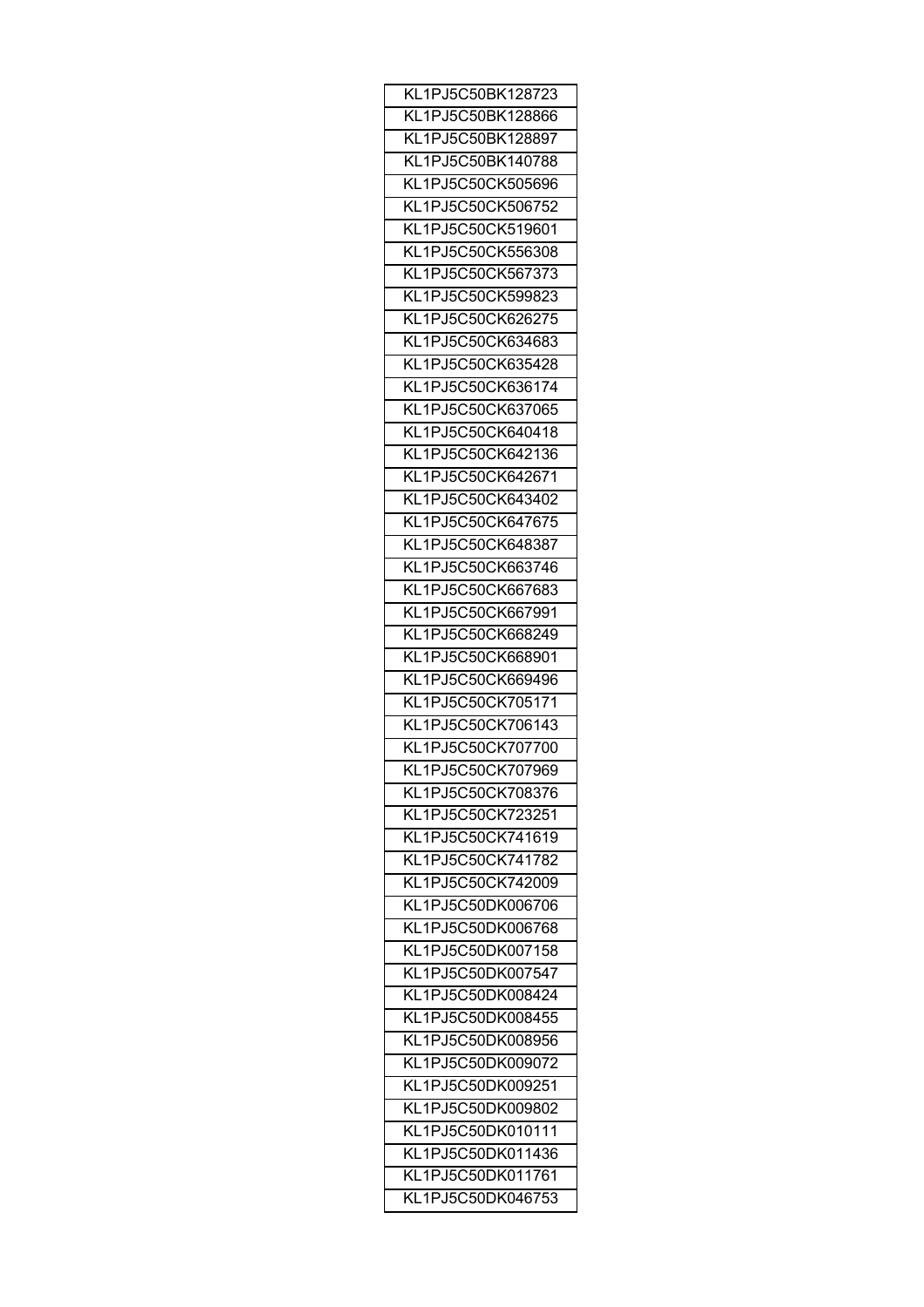| KL1PJ5C50BK128723 |
|---|
| KL1PJ5C50BK128866 |
| KL1PJ5C50BK128897 |
| KL1PJ5C50BK140788 |
| KL1PJ5C50CK505696 |
| KL1PJ5C50CK506752 |
| KL1PJ5C50CK519601 |
| KL1PJ5C50CK556308 |
| KL1PJ5C50CK567373 |
| KL1PJ5C50CK599823 |
| KL1PJ5C50CK626275 |
| KL1PJ5C50CK634683 |
| KL1PJ5C50CK635428 |
| KL1PJ5C50CK636174 |
| KL1PJ5C50CK637065 |
| KL1PJ5C50CK640418 |
| KL1PJ5C50CK642136 |
| KL1PJ5C50CK642671 |
| KL1PJ5C50CK643402 |
| KL1PJ5C50CK647675 |
| KL1PJ5C50CK648387 |
| KL1PJ5C50CK663746 |
| KL1PJ5C50CK667683 |
| KL1PJ5C50CK667991 |
| KL1PJ5C50CK668249 |
| KL1PJ5C50CK668901 |
| KL1PJ5C50CK669496 |
| KL1PJ5C50CK705171 |
| KL1PJ5C50CK706143 |
| KL1PJ5C50CK707700 |
| KL1PJ5C50CK707969 |
| KL1PJ5C50CK708376 |
| KL1PJ5C50CK723251 |
| KL1PJ5C50CK741619 |
| KL1PJ5C50CK741782 |
| KL1PJ5C50CK742009 |
| KL1PJ5C50DK006706 |
| KL1PJ5C50DK006768 |
| KL1PJ5C50DK007158 |
| KL1PJ5C50DK007547 |
| KL1PJ5C50DK008424 |
| KL1PJ5C50DK008455 |
| KL1PJ5C50DK008956 |
| KL1PJ5C50DK009072 |
| KL1PJ5C50DK009251 |
| KL1PJ5C50DK009802 |
| KL1PJ5C50DK010111 |
| KL1PJ5C50DK011436 |
| KL1PJ5C50DK011761 |
| KL1PJ5C50DK046753 |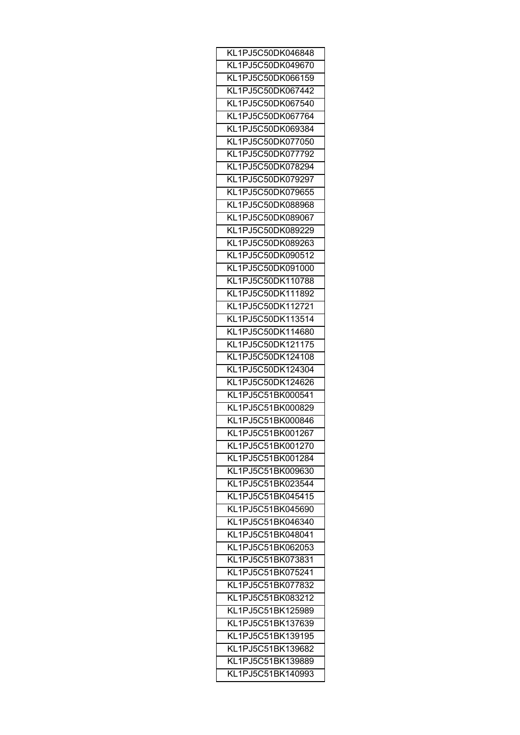| KL1PJ5C50DK046848 |
|---|
| KL1PJ5C50DK049670 |
| KL1PJ5C50DK066159 |
| KL1PJ5C50DK067442 |
| KL1PJ5C50DK067540 |
| KL1PJ5C50DK067764 |
| KL1PJ5C50DK069384 |
| KL1PJ5C50DK077050 |
| KL1PJ5C50DK077792 |
| KL1PJ5C50DK078294 |
| KL1PJ5C50DK079297 |
| KL1PJ5C50DK079655 |
| KL1PJ5C50DK088968 |
| KL1PJ5C50DK089067 |
| KL1PJ5C50DK089229 |
| KL1PJ5C50DK089263 |
| KL1PJ5C50DK090512 |
| KL1PJ5C50DK091000 |
| KL1PJ5C50DK110788 |
| KL1PJ5C50DK111892 |
| KL1PJ5C50DK112721 |
| KL1PJ5C50DK113514 |
| KL1PJ5C50DK114680 |
| KL1PJ5C50DK121175 |
| KL1PJ5C50DK124108 |
| KL1PJ5C50DK124304 |
| KL1PJ5C50DK124626 |
| KL1PJ5C51BK000541 |
| KL1PJ5C51BK000829 |
| KL1PJ5C51BK000846 |
| KL1PJ5C51BK001267 |
| KL1PJ5C51BK001270 |
| KL1PJ5C51BK001284 |
| KL1PJ5C51BK009630 |
| KL1PJ5C51BK023544 |
| KL1PJ5C51BK045415 |
| KL1PJ5C51BK045690 |
| KL1PJ5C51BK046340 |
| KL1PJ5C51BK048041 |
| KL1PJ5C51BK062053 |
| KL1PJ5C51BK073831 |
| KL1PJ5C51BK075241 |
| KL1PJ5C51BK077832 |
| KL1PJ5C51BK083212 |
| KL1PJ5C51BK125989 |
| KL1PJ5C51BK137639 |
| KL1PJ5C51BK139195 |
| KL1PJ5C51BK139682 |
| KL1PJ5C51BK139889 |
| KL1PJ5C51BK140993 |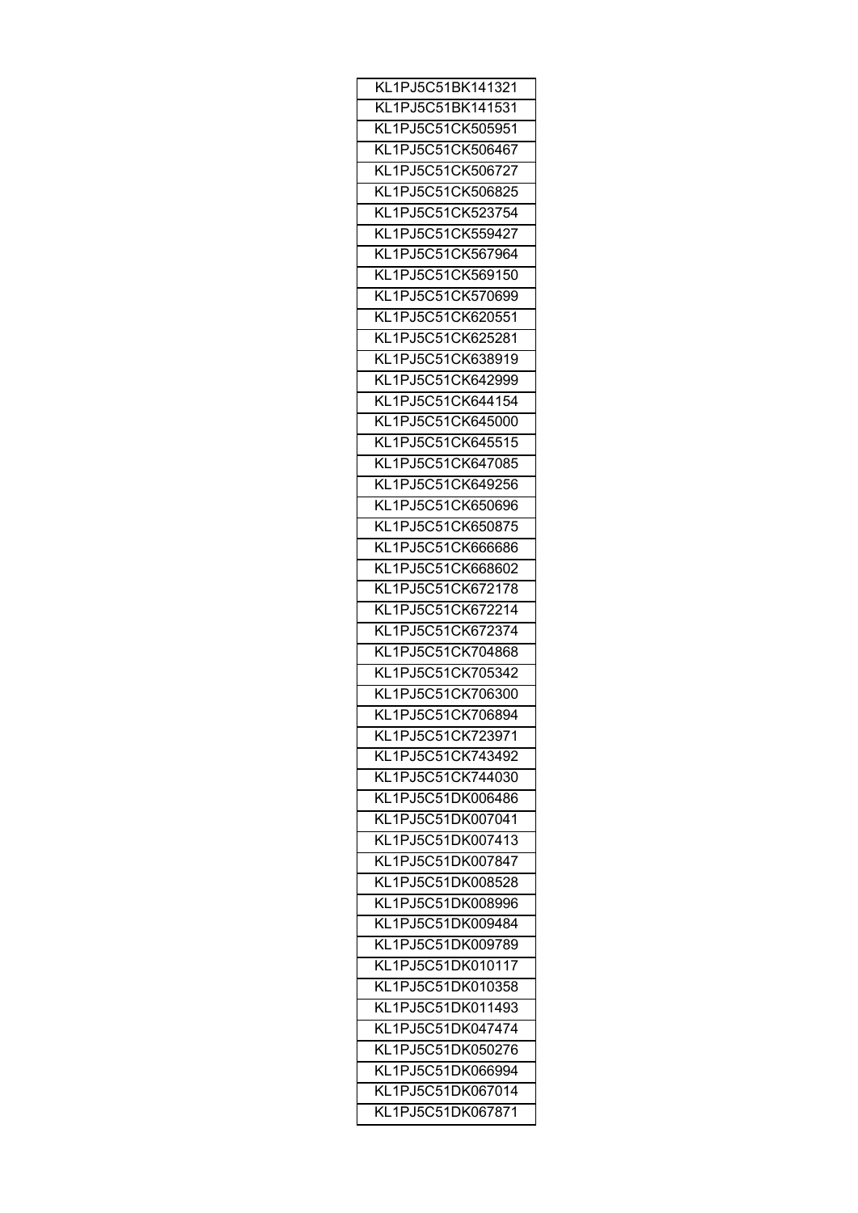| KL1PJ5C51BK141321 |
|---|
| KL1PJ5C51BK141531 |
| KL1PJ5C51CK505951 |
| KL1PJ5C51CK506467 |
| KL1PJ5C51CK506727 |
| KL1PJ5C51CK506825 |
| KL1PJ5C51CK523754 |
| KL1PJ5C51CK559427 |
| KL1PJ5C51CK567964 |
| KL1PJ5C51CK569150 |
| KL1PJ5C51CK570699 |
| KL1PJ5C51CK620551 |
| KL1PJ5C51CK625281 |
| KL1PJ5C51CK638919 |
| KL1PJ5C51CK642999 |
| KL1PJ5C51CK644154 |
| KL1PJ5C51CK645000 |
| KL1PJ5C51CK645515 |
| KL1PJ5C51CK647085 |
| KL1PJ5C51CK649256 |
| KL1PJ5C51CK650696 |
| KL1PJ5C51CK650875 |
| KL1PJ5C51CK666686 |
| KL1PJ5C51CK668602 |
| KL1PJ5C51CK672178 |
| KL1PJ5C51CK672214 |
| KL1PJ5C51CK672374 |
| KL1PJ5C51CK704868 |
| KL1PJ5C51CK705342 |
| KL1PJ5C51CK706300 |
| KL1PJ5C51CK706894 |
| KL1PJ5C51CK723971 |
| KL1PJ5C51CK743492 |
| KL1PJ5C51CK744030 |
| KL1PJ5C51DK006486 |
| KL1PJ5C51DK007041 |
| KL1PJ5C51DK007413 |
| KL1PJ5C51DK007847 |
| KL1PJ5C51DK008528 |
| KL1PJ5C51DK008996 |
| KL1PJ5C51DK009484 |
| KL1PJ5C51DK009789 |
| KL1PJ5C51DK010117 |
| KL1PJ5C51DK010358 |
| KL1PJ5C51DK011493 |
| KL1PJ5C51DK047474 |
| KL1PJ5C51DK050276 |
| KL1PJ5C51DK066994 |
| KL1PJ5C51DK067014 |
| KL1PJ5C51DK067871 |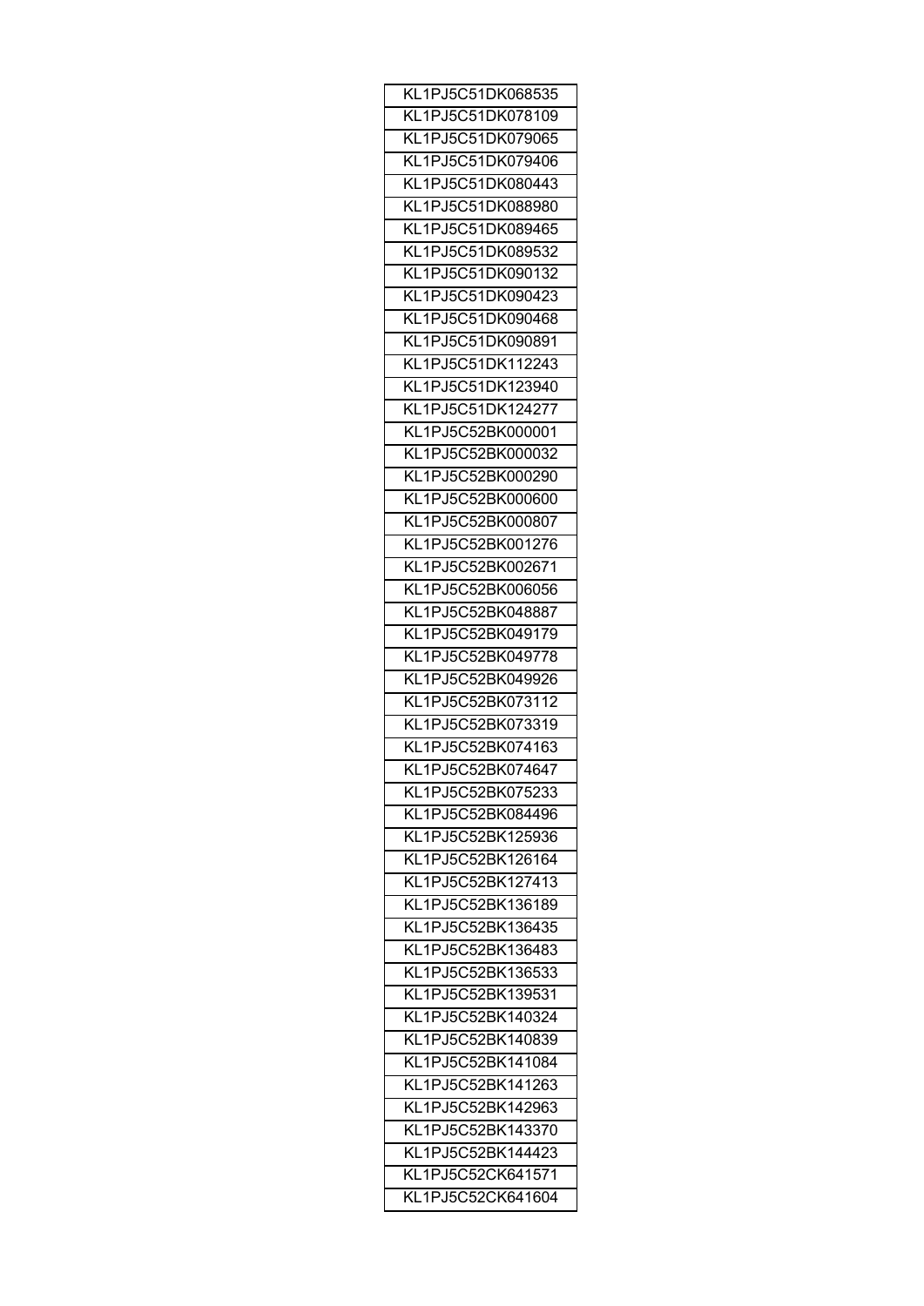| KL1PJ5C51DK068535 |
| --- |
| KL1PJ5C51DK078109 |
| KL1PJ5C51DK079065 |
| KL1PJ5C51DK079406 |
| KL1PJ5C51DK080443 |
| KL1PJ5C51DK088980 |
| KL1PJ5C51DK089465 |
| KL1PJ5C51DK089532 |
| KL1PJ5C51DK090132 |
| KL1PJ5C51DK090423 |
| KL1PJ5C51DK090468 |
| KL1PJ5C51DK090891 |
| KL1PJ5C51DK112243 |
| KL1PJ5C51DK123940 |
| KL1PJ5C51DK124277 |
| KL1PJ5C52BK000001 |
| KL1PJ5C52BK000032 |
| KL1PJ5C52BK000290 |
| KL1PJ5C52BK000600 |
| KL1PJ5C52BK000807 |
| KL1PJ5C52BK001276 |
| KL1PJ5C52BK002671 |
| KL1PJ5C52BK006056 |
| KL1PJ5C52BK048887 |
| KL1PJ5C52BK049179 |
| KL1PJ5C52BK049778 |
| KL1PJ5C52BK049926 |
| KL1PJ5C52BK073112 |
| KL1PJ5C52BK073319 |
| KL1PJ5C52BK074163 |
| KL1PJ5C52BK074647 |
| KL1PJ5C52BK075233 |
| KL1PJ5C52BK084496 |
| KL1PJ5C52BK125936 |
| KL1PJ5C52BK126164 |
| KL1PJ5C52BK127413 |
| KL1PJ5C52BK136189 |
| KL1PJ5C52BK136435 |
| KL1PJ5C52BK136483 |
| KL1PJ5C52BK136533 |
| KL1PJ5C52BK139531 |
| KL1PJ5C52BK140324 |
| KL1PJ5C52BK140839 |
| KL1PJ5C52BK141084 |
| KL1PJ5C52BK141263 |
| KL1PJ5C52BK142963 |
| KL1PJ5C52BK143370 |
| KL1PJ5C52BK144423 |
| KL1PJ5C52CK641571 |
| KL1PJ5C52CK641604 |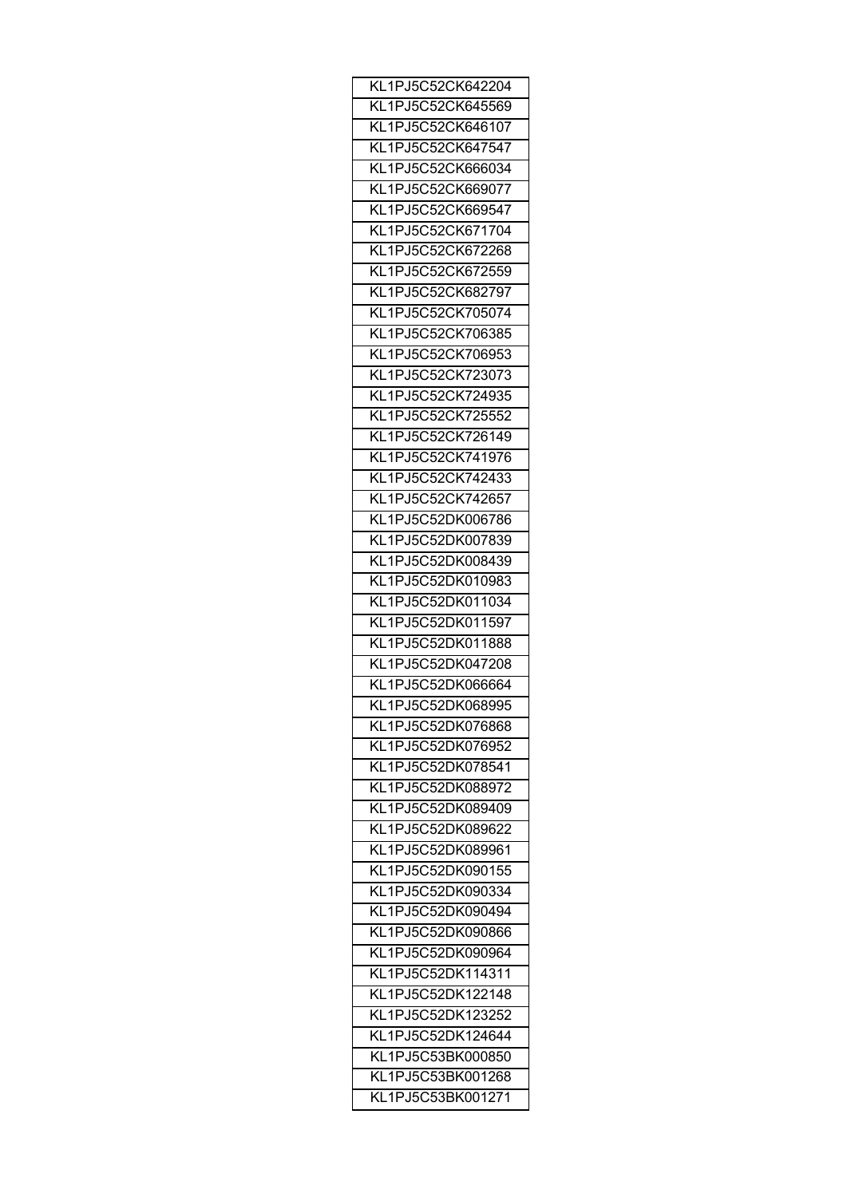| KL1PJ5C52CK642204 |
| --- |
| KL1PJ5C52CK645569 |
| KL1PJ5C52CK646107 |
| KL1PJ5C52CK647547 |
| KL1PJ5C52CK666034 |
| KL1PJ5C52CK669077 |
| KL1PJ5C52CK669547 |
| KL1PJ5C52CK671704 |
| KL1PJ5C52CK672268 |
| KL1PJ5C52CK672559 |
| KL1PJ5C52CK682797 |
| KL1PJ5C52CK705074 |
| KL1PJ5C52CK706385 |
| KL1PJ5C52CK706953 |
| KL1PJ5C52CK723073 |
| KL1PJ5C52CK724935 |
| KL1PJ5C52CK725552 |
| KL1PJ5C52CK726149 |
| KL1PJ5C52CK741976 |
| KL1PJ5C52CK742433 |
| KL1PJ5C52CK742657 |
| KL1PJ5C52DK006786 |
| KL1PJ5C52DK007839 |
| KL1PJ5C52DK008439 |
| KL1PJ5C52DK010983 |
| KL1PJ5C52DK011034 |
| KL1PJ5C52DK011597 |
| KL1PJ5C52DK011888 |
| KL1PJ5C52DK047208 |
| KL1PJ5C52DK066664 |
| KL1PJ5C52DK068995 |
| KL1PJ5C52DK076868 |
| KL1PJ5C52DK076952 |
| KL1PJ5C52DK078541 |
| KL1PJ5C52DK088972 |
| KL1PJ5C52DK089409 |
| KL1PJ5C52DK089622 |
| KL1PJ5C52DK089961 |
| KL1PJ5C52DK090155 |
| KL1PJ5C52DK090334 |
| KL1PJ5C52DK090494 |
| KL1PJ5C52DK090866 |
| KL1PJ5C52DK090964 |
| KL1PJ5C52DK114311 |
| KL1PJ5C52DK122148 |
| KL1PJ5C52DK123252 |
| KL1PJ5C52DK124644 |
| KL1PJ5C53BK000850 |
| KL1PJ5C53BK001268 |
| KL1PJ5C53BK001271 |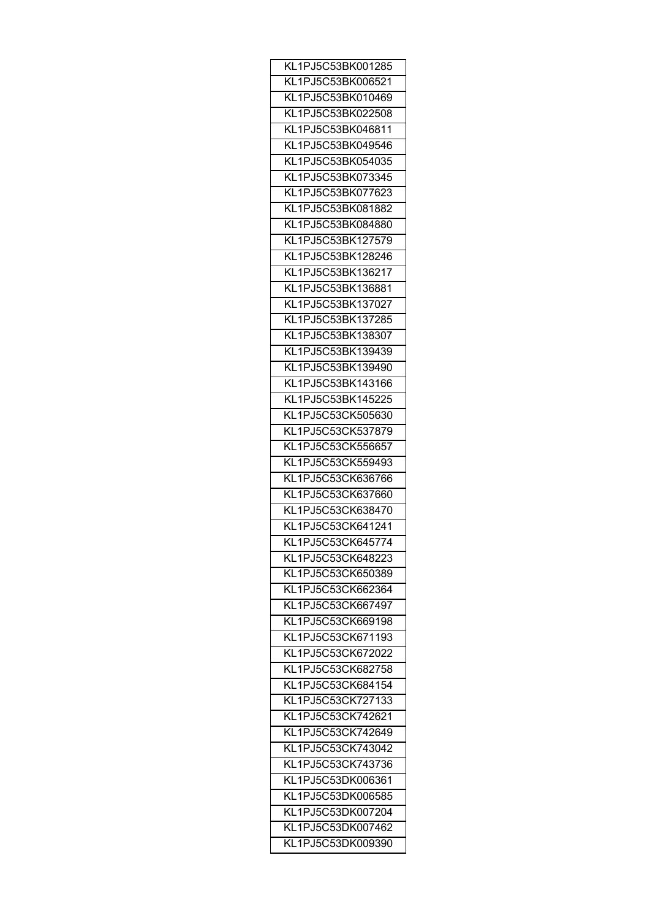| KL1PJ5C53BK001285 |
| --- |
| KL1PJ5C53BK006521 |
| KL1PJ5C53BK010469 |
| KL1PJ5C53BK022508 |
| KL1PJ5C53BK046811 |
| KL1PJ5C53BK049546 |
| KL1PJ5C53BK054035 |
| KL1PJ5C53BK073345 |
| KL1PJ5C53BK077623 |
| KL1PJ5C53BK081882 |
| KL1PJ5C53BK084880 |
| KL1PJ5C53BK127579 |
| KL1PJ5C53BK128246 |
| KL1PJ5C53BK136217 |
| KL1PJ5C53BK136881 |
| KL1PJ5C53BK137027 |
| KL1PJ5C53BK137285 |
| KL1PJ5C53BK138307 |
| KL1PJ5C53BK139439 |
| KL1PJ5C53BK139490 |
| KL1PJ5C53BK143166 |
| KL1PJ5C53BK145225 |
| KL1PJ5C53CK505630 |
| KL1PJ5C53CK537879 |
| KL1PJ5C53CK556657 |
| KL1PJ5C53CK559493 |
| KL1PJ5C53CK636766 |
| KL1PJ5C53CK637660 |
| KL1PJ5C53CK638470 |
| KL1PJ5C53CK641241 |
| KL1PJ5C53CK645774 |
| KL1PJ5C53CK648223 |
| KL1PJ5C53CK650389 |
| KL1PJ5C53CK662364 |
| KL1PJ5C53CK667497 |
| KL1PJ5C53CK669198 |
| KL1PJ5C53CK671193 |
| KL1PJ5C53CK672022 |
| KL1PJ5C53CK682758 |
| KL1PJ5C53CK684154 |
| KL1PJ5C53CK727133 |
| KL1PJ5C53CK742621 |
| KL1PJ5C53CK742649 |
| KL1PJ5C53CK743042 |
| KL1PJ5C53CK743736 |
| KL1PJ5C53DK006361 |
| KL1PJ5C53DK006585 |
| KL1PJ5C53DK007204 |
| KL1PJ5C53DK007462 |
| KL1PJ5C53DK009390 |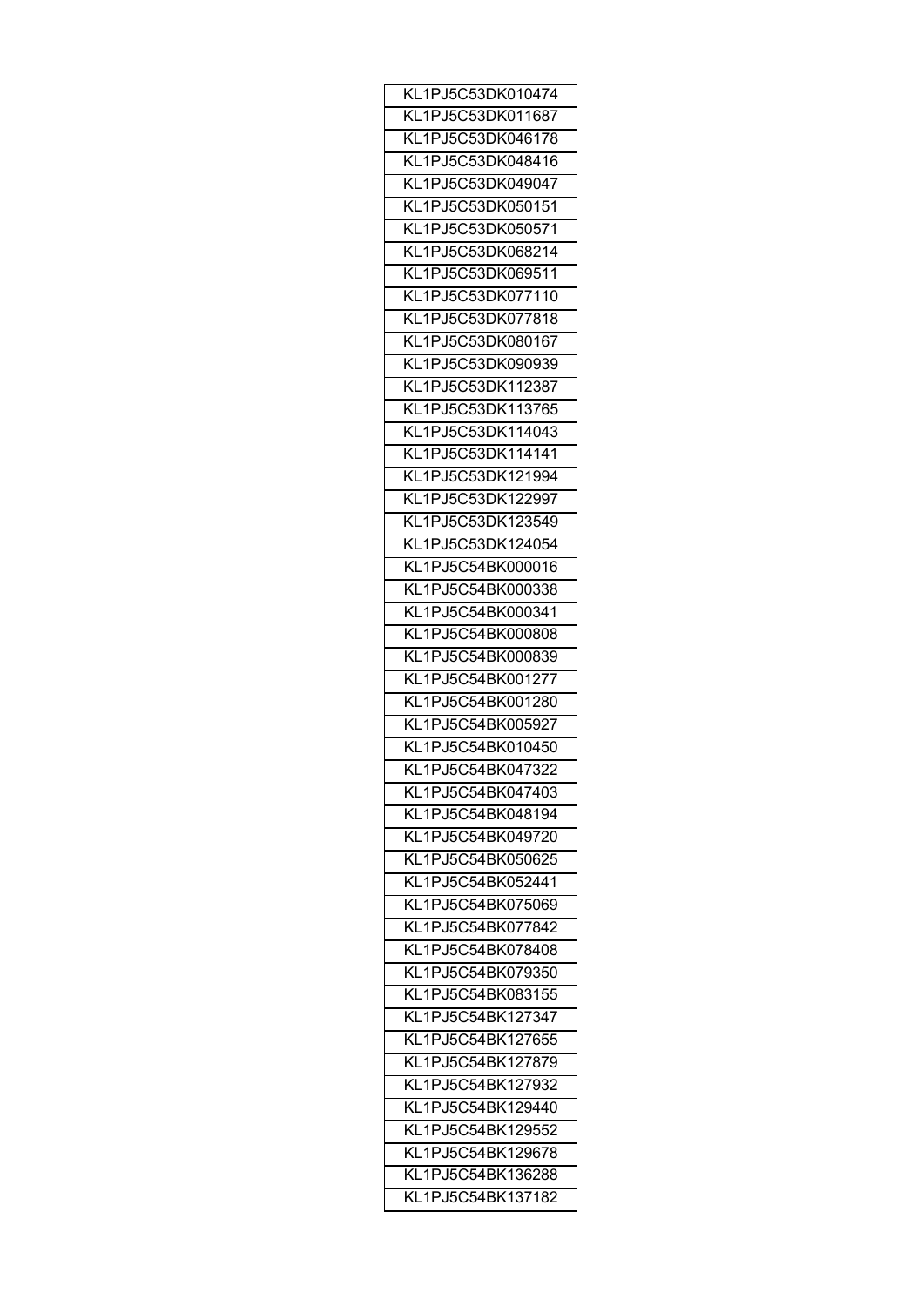| KL1PJ5C53DK010474 |
|---|
| KL1PJ5C53DK011687 |
| KL1PJ5C53DK046178 |
| KL1PJ5C53DK048416 |
| KL1PJ5C53DK049047 |
| KL1PJ5C53DK050151 |
| KL1PJ5C53DK050571 |
| KL1PJ5C53DK068214 |
| KL1PJ5C53DK069511 |
| KL1PJ5C53DK077110 |
| KL1PJ5C53DK077818 |
| KL1PJ5C53DK080167 |
| KL1PJ5C53DK090939 |
| KL1PJ5C53DK112387 |
| KL1PJ5C53DK113765 |
| KL1PJ5C53DK114043 |
| KL1PJ5C53DK114141 |
| KL1PJ5C53DK121994 |
| KL1PJ5C53DK122997 |
| KL1PJ5C53DK123549 |
| KL1PJ5C53DK124054 |
| KL1PJ5C54BK000016 |
| KL1PJ5C54BK000338 |
| KL1PJ5C54BK000341 |
| KL1PJ5C54BK000808 |
| KL1PJ5C54BK000839 |
| KL1PJ5C54BK001277 |
| KL1PJ5C54BK001280 |
| KL1PJ5C54BK005927 |
| KL1PJ5C54BK010450 |
| KL1PJ5C54BK047322 |
| KL1PJ5C54BK047403 |
| KL1PJ5C54BK048194 |
| KL1PJ5C54BK049720 |
| KL1PJ5C54BK050625 |
| KL1PJ5C54BK052441 |
| KL1PJ5C54BK075069 |
| KL1PJ5C54BK077842 |
| KL1PJ5C54BK078408 |
| KL1PJ5C54BK079350 |
| KL1PJ5C54BK083155 |
| KL1PJ5C54BK127347 |
| KL1PJ5C54BK127655 |
| KL1PJ5C54BK127879 |
| KL1PJ5C54BK127932 |
| KL1PJ5C54BK129440 |
| KL1PJ5C54BK129552 |
| KL1PJ5C54BK129678 |
| KL1PJ5C54BK136288 |
| KL1PJ5C54BK137182 |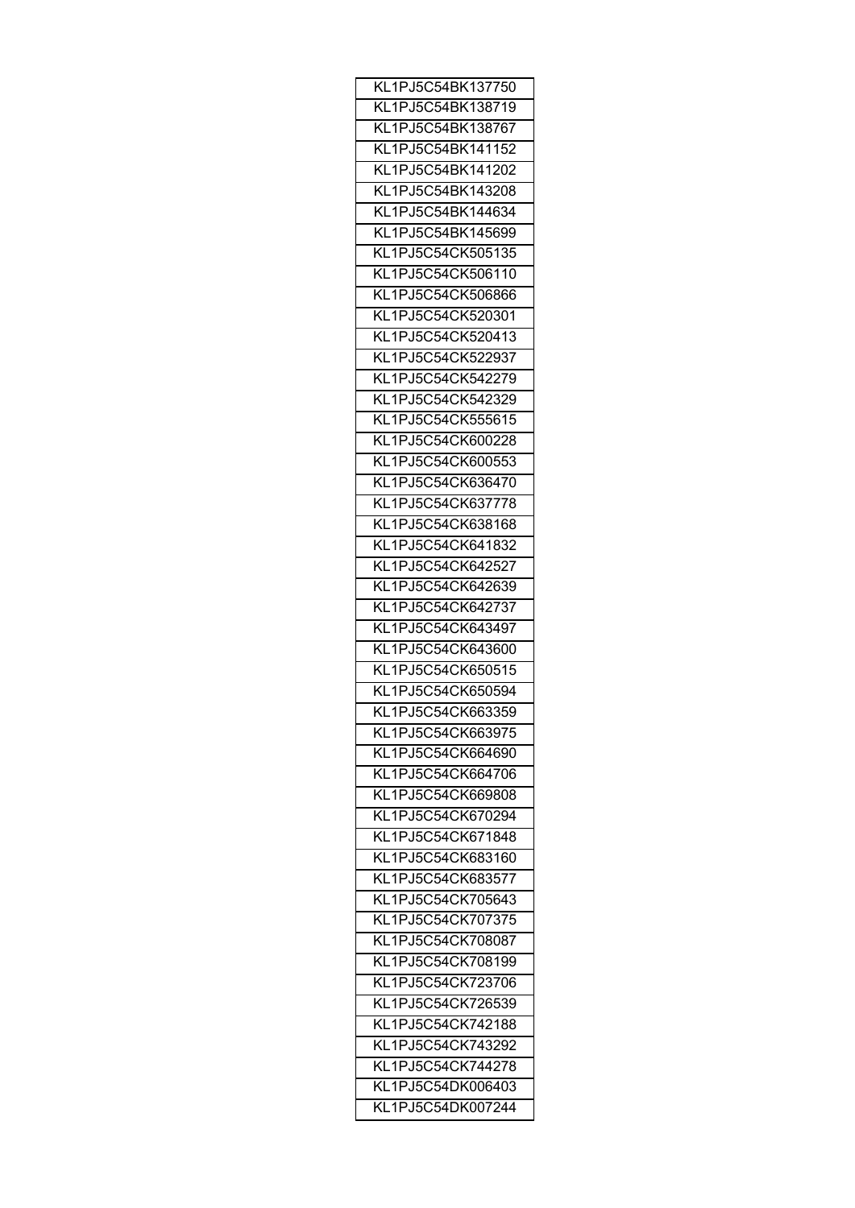| KL1PJ5C54BK137750 |
|---|
| KL1PJ5C54BK138719 |
| KL1PJ5C54BK138767 |
| KL1PJ5C54BK141152 |
| KL1PJ5C54BK141202 |
| KL1PJ5C54BK143208 |
| KL1PJ5C54BK144634 |
| KL1PJ5C54BK145699 |
| KL1PJ5C54CK505135 |
| KL1PJ5C54CK506110 |
| KL1PJ5C54CK506866 |
| KL1PJ5C54CK520301 |
| KL1PJ5C54CK520413 |
| KL1PJ5C54CK522937 |
| KL1PJ5C54CK542279 |
| KL1PJ5C54CK542329 |
| KL1PJ5C54CK555615 |
| KL1PJ5C54CK600228 |
| KL1PJ5C54CK600553 |
| KL1PJ5C54CK636470 |
| KL1PJ5C54CK637778 |
| KL1PJ5C54CK638168 |
| KL1PJ5C54CK641832 |
| KL1PJ5C54CK642527 |
| KL1PJ5C54CK642639 |
| KL1PJ5C54CK642737 |
| KL1PJ5C54CK643497 |
| KL1PJ5C54CK643600 |
| KL1PJ5C54CK650515 |
| KL1PJ5C54CK650594 |
| KL1PJ5C54CK663359 |
| KL1PJ5C54CK663975 |
| KL1PJ5C54CK664690 |
| KL1PJ5C54CK664706 |
| KL1PJ5C54CK669808 |
| KL1PJ5C54CK670294 |
| KL1PJ5C54CK671848 |
| KL1PJ5C54CK683160 |
| KL1PJ5C54CK683577 |
| KL1PJ5C54CK705643 |
| KL1PJ5C54CK707375 |
| KL1PJ5C54CK708087 |
| KL1PJ5C54CK708199 |
| KL1PJ5C54CK723706 |
| KL1PJ5C54CK726539 |
| KL1PJ5C54CK742188 |
| KL1PJ5C54CK743292 |
| KL1PJ5C54CK744278 |
| KL1PJ5C54DK006403 |
| KL1PJ5C54DK007244 |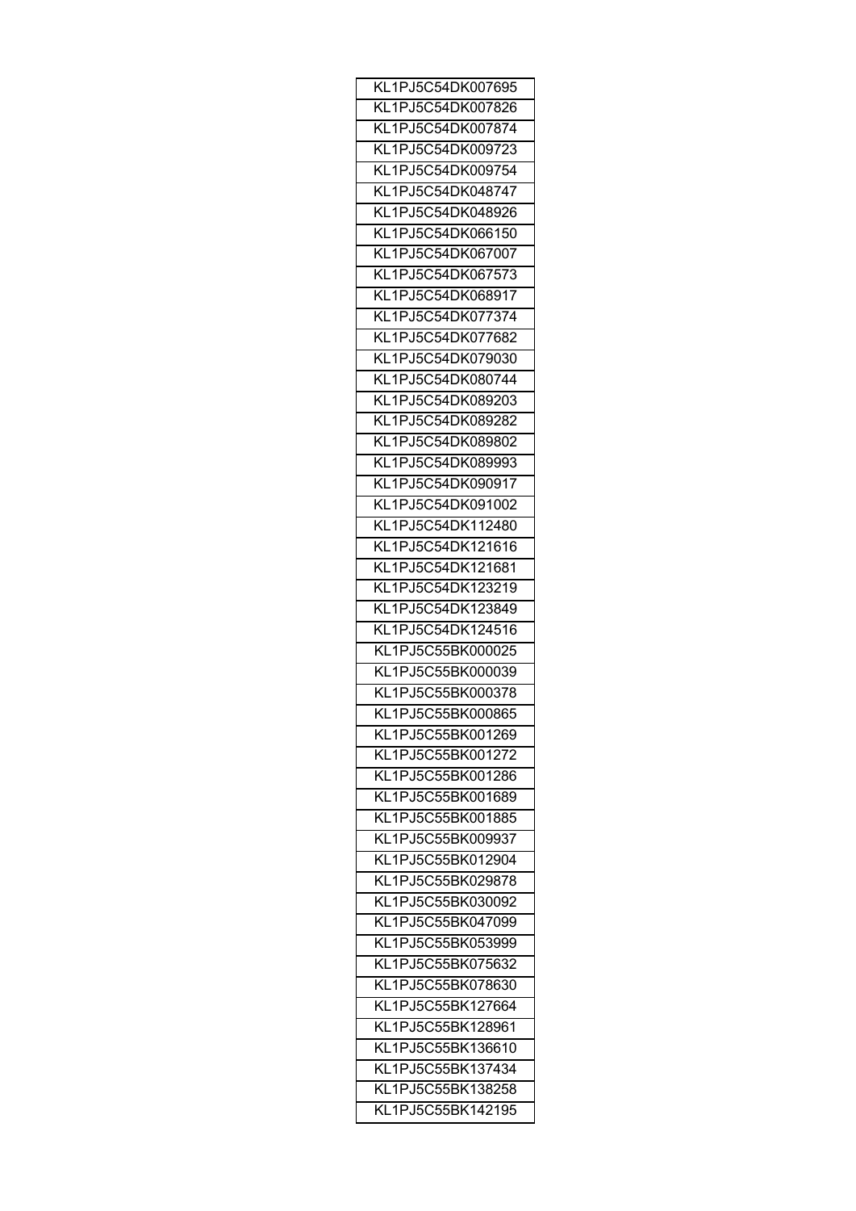| KL1PJ5C54DK007695 |
| --- |
| KL1PJ5C54DK007826 |
| KL1PJ5C54DK007874 |
| KL1PJ5C54DK009723 |
| KL1PJ5C54DK009754 |
| KL1PJ5C54DK048747 |
| KL1PJ5C54DK048926 |
| KL1PJ5C54DK066150 |
| KL1PJ5C54DK067007 |
| KL1PJ5C54DK067573 |
| KL1PJ5C54DK068917 |
| KL1PJ5C54DK077374 |
| KL1PJ5C54DK077682 |
| KL1PJ5C54DK079030 |
| KL1PJ5C54DK080744 |
| KL1PJ5C54DK089203 |
| KL1PJ5C54DK089282 |
| KL1PJ5C54DK089802 |
| KL1PJ5C54DK089993 |
| KL1PJ5C54DK090917 |
| KL1PJ5C54DK091002 |
| KL1PJ5C54DK112480 |
| KL1PJ5C54DK121616 |
| KL1PJ5C54DK121681 |
| KL1PJ5C54DK123219 |
| KL1PJ5C54DK123849 |
| KL1PJ5C54DK124516 |
| KL1PJ5C55BK000025 |
| KL1PJ5C55BK000039 |
| KL1PJ5C55BK000378 |
| KL1PJ5C55BK000865 |
| KL1PJ5C55BK001269 |
| KL1PJ5C55BK001272 |
| KL1PJ5C55BK001286 |
| KL1PJ5C55BK001689 |
| KL1PJ5C55BK001885 |
| KL1PJ5C55BK009937 |
| KL1PJ5C55BK012904 |
| KL1PJ5C55BK029878 |
| KL1PJ5C55BK030092 |
| KL1PJ5C55BK047099 |
| KL1PJ5C55BK053999 |
| KL1PJ5C55BK075632 |
| KL1PJ5C55BK078630 |
| KL1PJ5C55BK127664 |
| KL1PJ5C55BK128961 |
| KL1PJ5C55BK136610 |
| KL1PJ5C55BK137434 |
| KL1PJ5C55BK138258 |
| KL1PJ5C55BK142195 |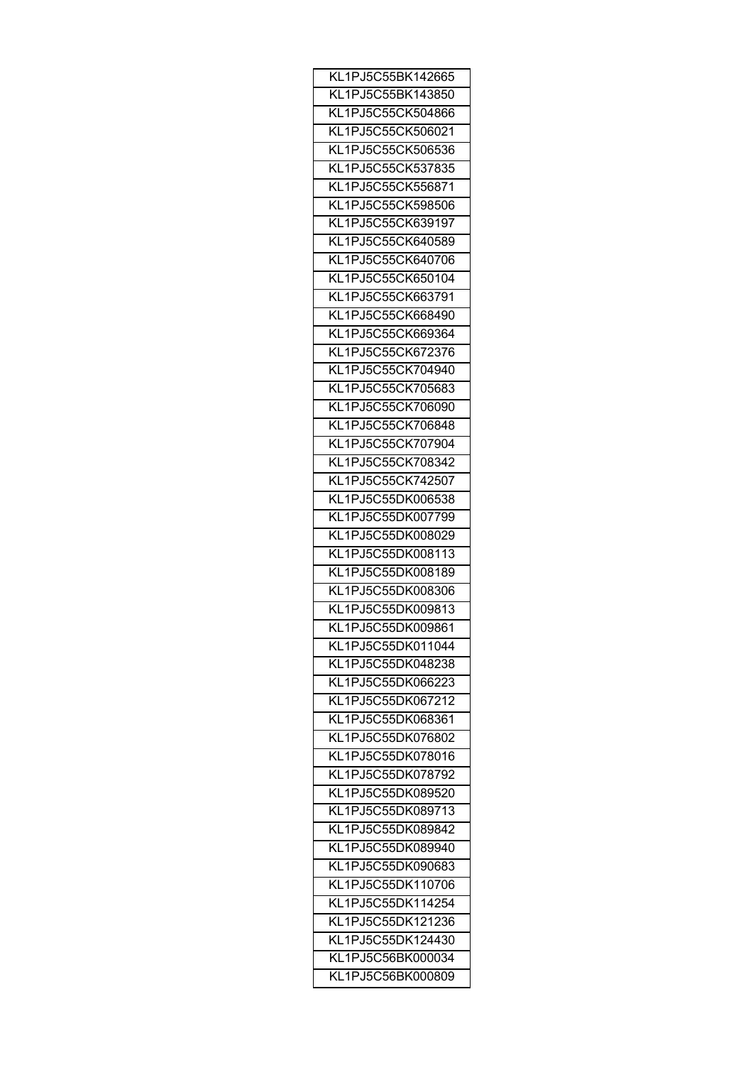| KL1PJ5C55BK142665 |
|---|
| KL1PJ5C55BK143850 |
| KL1PJ5C55CK504866 |
| KL1PJ5C55CK506021 |
| KL1PJ5C55CK506536 |
| KL1PJ5C55CK537835 |
| KL1PJ5C55CK556871 |
| KL1PJ5C55CK598506 |
| KL1PJ5C55CK639197 |
| KL1PJ5C55CK640589 |
| KL1PJ5C55CK640706 |
| KL1PJ5C55CK650104 |
| KL1PJ5C55CK663791 |
| KL1PJ5C55CK668490 |
| KL1PJ5C55CK669364 |
| KL1PJ5C55CK672376 |
| KL1PJ5C55CK704940 |
| KL1PJ5C55CK705683 |
| KL1PJ5C55CK706090 |
| KL1PJ5C55CK706848 |
| KL1PJ5C55CK707904 |
| KL1PJ5C55CK708342 |
| KL1PJ5C55CK742507 |
| KL1PJ5C55DK006538 |
| KL1PJ5C55DK007799 |
| KL1PJ5C55DK008029 |
| KL1PJ5C55DK008113 |
| KL1PJ5C55DK008189 |
| KL1PJ5C55DK008306 |
| KL1PJ5C55DK009813 |
| KL1PJ5C55DK009861 |
| KL1PJ5C55DK011044 |
| KL1PJ5C55DK048238 |
| KL1PJ5C55DK066223 |
| KL1PJ5C55DK067212 |
| KL1PJ5C55DK068361 |
| KL1PJ5C55DK076802 |
| KL1PJ5C55DK078016 |
| KL1PJ5C55DK078792 |
| KL1PJ5C55DK089520 |
| KL1PJ5C55DK089713 |
| KL1PJ5C55DK089842 |
| KL1PJ5C55DK089940 |
| KL1PJ5C55DK090683 |
| KL1PJ5C55DK110706 |
| KL1PJ5C55DK114254 |
| KL1PJ5C55DK121236 |
| KL1PJ5C55DK124430 |
| KL1PJ5C56BK000034 |
| KL1PJ5C56BK000809 |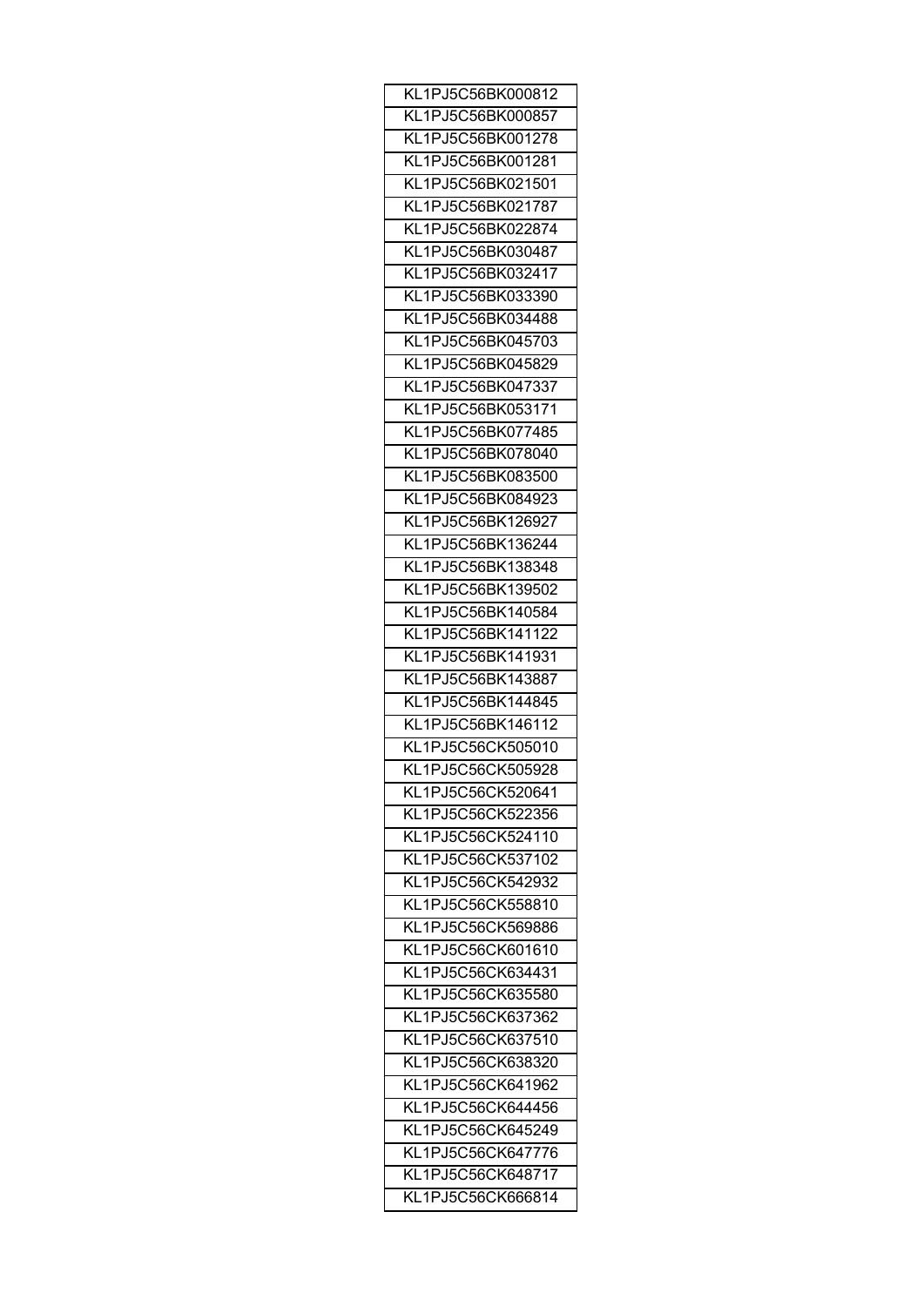| KL1PJ5C56BK000812 |
|---|
| KL1PJ5C56BK000857 |
| KL1PJ5C56BK001278 |
| KL1PJ5C56BK001281 |
| KL1PJ5C56BK021501 |
| KL1PJ5C56BK021787 |
| KL1PJ5C56BK022874 |
| KL1PJ5C56BK030487 |
| KL1PJ5C56BK032417 |
| KL1PJ5C56BK033390 |
| KL1PJ5C56BK034488 |
| KL1PJ5C56BK045703 |
| KL1PJ5C56BK045829 |
| KL1PJ5C56BK047337 |
| KL1PJ5C56BK053171 |
| KL1PJ5C56BK077485 |
| KL1PJ5C56BK078040 |
| KL1PJ5C56BK083500 |
| KL1PJ5C56BK084923 |
| KL1PJ5C56BK126927 |
| KL1PJ5C56BK136244 |
| KL1PJ5C56BK138348 |
| KL1PJ5C56BK139502 |
| KL1PJ5C56BK140584 |
| KL1PJ5C56BK141122 |
| KL1PJ5C56BK141931 |
| KL1PJ5C56BK143887 |
| KL1PJ5C56BK144845 |
| KL1PJ5C56BK146112 |
| KL1PJ5C56CK505010 |
| KL1PJ5C56CK505928 |
| KL1PJ5C56CK520641 |
| KL1PJ5C56CK522356 |
| KL1PJ5C56CK524110 |
| KL1PJ5C56CK537102 |
| KL1PJ5C56CK542932 |
| KL1PJ5C56CK558810 |
| KL1PJ5C56CK569886 |
| KL1PJ5C56CK601610 |
| KL1PJ5C56CK634431 |
| KL1PJ5C56CK635580 |
| KL1PJ5C56CK637362 |
| KL1PJ5C56CK637510 |
| KL1PJ5C56CK638320 |
| KL1PJ5C56CK641962 |
| KL1PJ5C56CK644456 |
| KL1PJ5C56CK645249 |
| KL1PJ5C56CK647776 |
| KL1PJ5C56CK648717 |
| KL1PJ5C56CK666814 |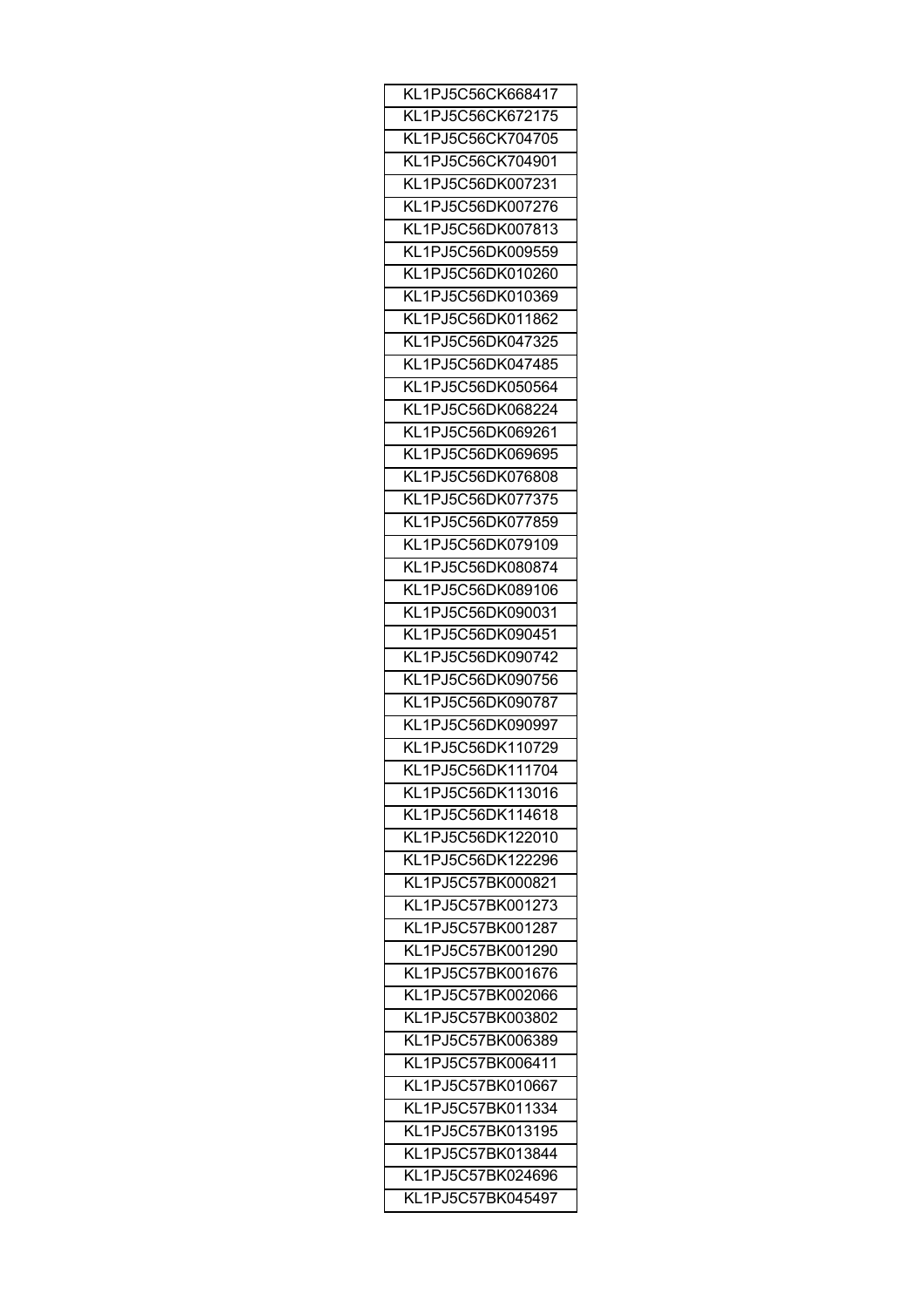| KL1PJ5C56CK668417 |
|---|
| KL1PJ5C56CK672175 |
| KL1PJ5C56CK704705 |
| KL1PJ5C56CK704901 |
| KL1PJ5C56DK007231 |
| KL1PJ5C56DK007276 |
| KL1PJ5C56DK007813 |
| KL1PJ5C56DK009559 |
| KL1PJ5C56DK010260 |
| KL1PJ5C56DK010369 |
| KL1PJ5C56DK011862 |
| KL1PJ5C56DK047325 |
| KL1PJ5C56DK047485 |
| KL1PJ5C56DK050564 |
| KL1PJ5C56DK068224 |
| KL1PJ5C56DK069261 |
| KL1PJ5C56DK069695 |
| KL1PJ5C56DK076808 |
| KL1PJ5C56DK077375 |
| KL1PJ5C56DK077859 |
| KL1PJ5C56DK079109 |
| KL1PJ5C56DK080874 |
| KL1PJ5C56DK089106 |
| KL1PJ5C56DK090031 |
| KL1PJ5C56DK090451 |
| KL1PJ5C56DK090742 |
| KL1PJ5C56DK090756 |
| KL1PJ5C56DK090787 |
| KL1PJ5C56DK090997 |
| KL1PJ5C56DK110729 |
| KL1PJ5C56DK111704 |
| KL1PJ5C56DK113016 |
| KL1PJ5C56DK114618 |
| KL1PJ5C56DK122010 |
| KL1PJ5C56DK122296 |
| KL1PJ5C57BK000821 |
| KL1PJ5C57BK001273 |
| KL1PJ5C57BK001287 |
| KL1PJ5C57BK001290 |
| KL1PJ5C57BK001676 |
| KL1PJ5C57BK002066 |
| KL1PJ5C57BK003802 |
| KL1PJ5C57BK006389 |
| KL1PJ5C57BK006411 |
| KL1PJ5C57BK010667 |
| KL1PJ5C57BK011334 |
| KL1PJ5C57BK013195 |
| KL1PJ5C57BK013844 |
| KL1PJ5C57BK024696 |
| KL1PJ5C57BK045497 |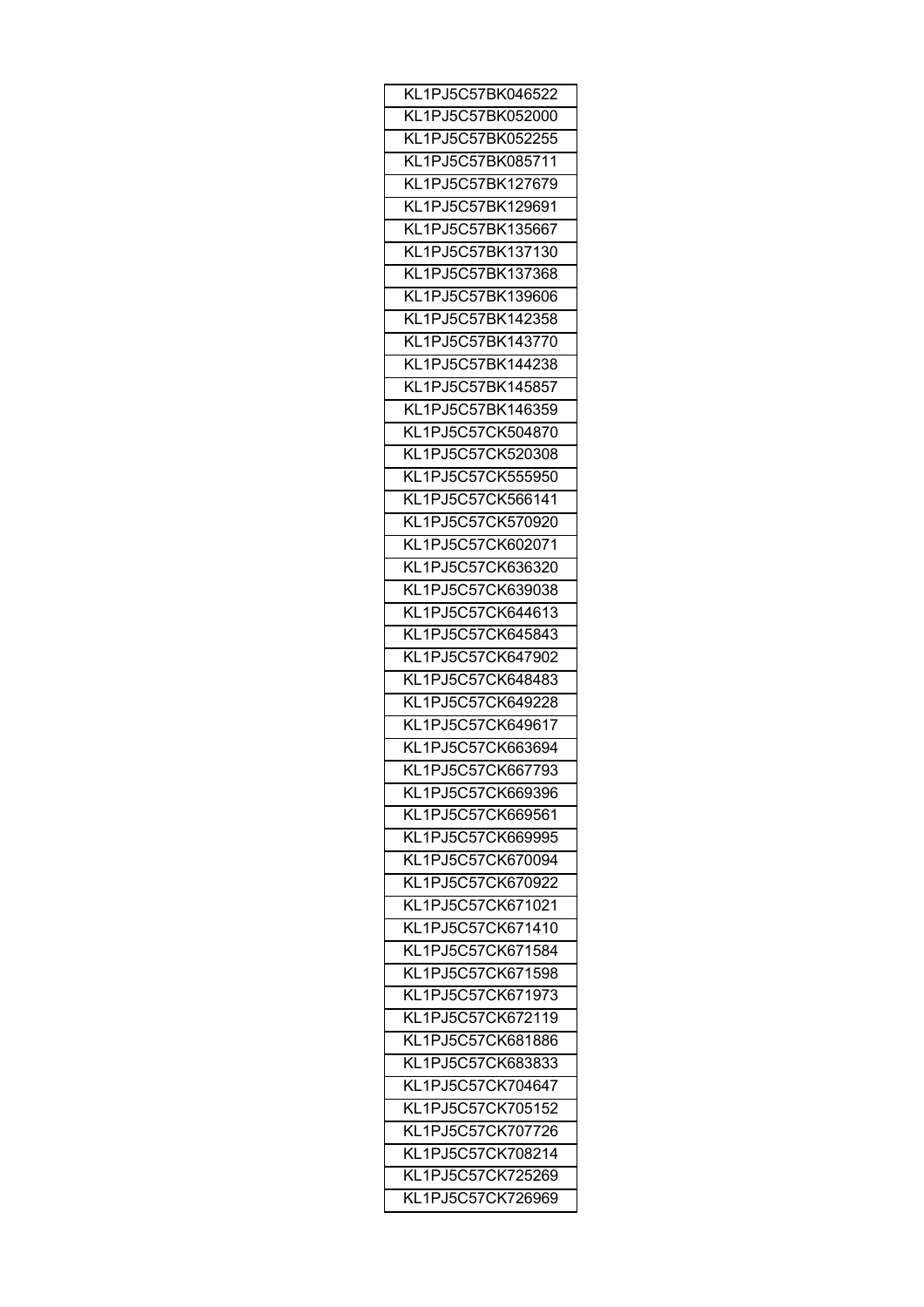| KL1PJ5C57BK046522 |
|---|
| KL1PJ5C57BK052000 |
| KL1PJ5C57BK052255 |
| KL1PJ5C57BK085711 |
| KL1PJ5C57BK127679 |
| KL1PJ5C57BK129691 |
| KL1PJ5C57BK135667 |
| KL1PJ5C57BK137130 |
| KL1PJ5C57BK137368 |
| KL1PJ5C57BK139606 |
| KL1PJ5C57BK142358 |
| KL1PJ5C57BK143770 |
| KL1PJ5C57BK144238 |
| KL1PJ5C57BK145857 |
| KL1PJ5C57BK146359 |
| KL1PJ5C57CK504870 |
| KL1PJ5C57CK520308 |
| KL1PJ5C57CK555950 |
| KL1PJ5C57CK566141 |
| KL1PJ5C57CK570920 |
| KL1PJ5C57CK602071 |
| KL1PJ5C57CK636320 |
| KL1PJ5C57CK639038 |
| KL1PJ5C57CK644613 |
| KL1PJ5C57CK645843 |
| KL1PJ5C57CK647902 |
| KL1PJ5C57CK648483 |
| KL1PJ5C57CK649228 |
| KL1PJ5C57CK649617 |
| KL1PJ5C57CK663694 |
| KL1PJ5C57CK667793 |
| KL1PJ5C57CK669396 |
| KL1PJ5C57CK669561 |
| KL1PJ5C57CK669995 |
| KL1PJ5C57CK670094 |
| KL1PJ5C57CK670922 |
| KL1PJ5C57CK671021 |
| KL1PJ5C57CK671410 |
| KL1PJ5C57CK671584 |
| KL1PJ5C57CK671598 |
| KL1PJ5C57CK671973 |
| KL1PJ5C57CK672119 |
| KL1PJ5C57CK681886 |
| KL1PJ5C57CK683833 |
| KL1PJ5C57CK704647 |
| KL1PJ5C57CK705152 |
| KL1PJ5C57CK707726 |
| KL1PJ5C57CK708214 |
| KL1PJ5C57CK725269 |
| KL1PJ5C57CK726969 |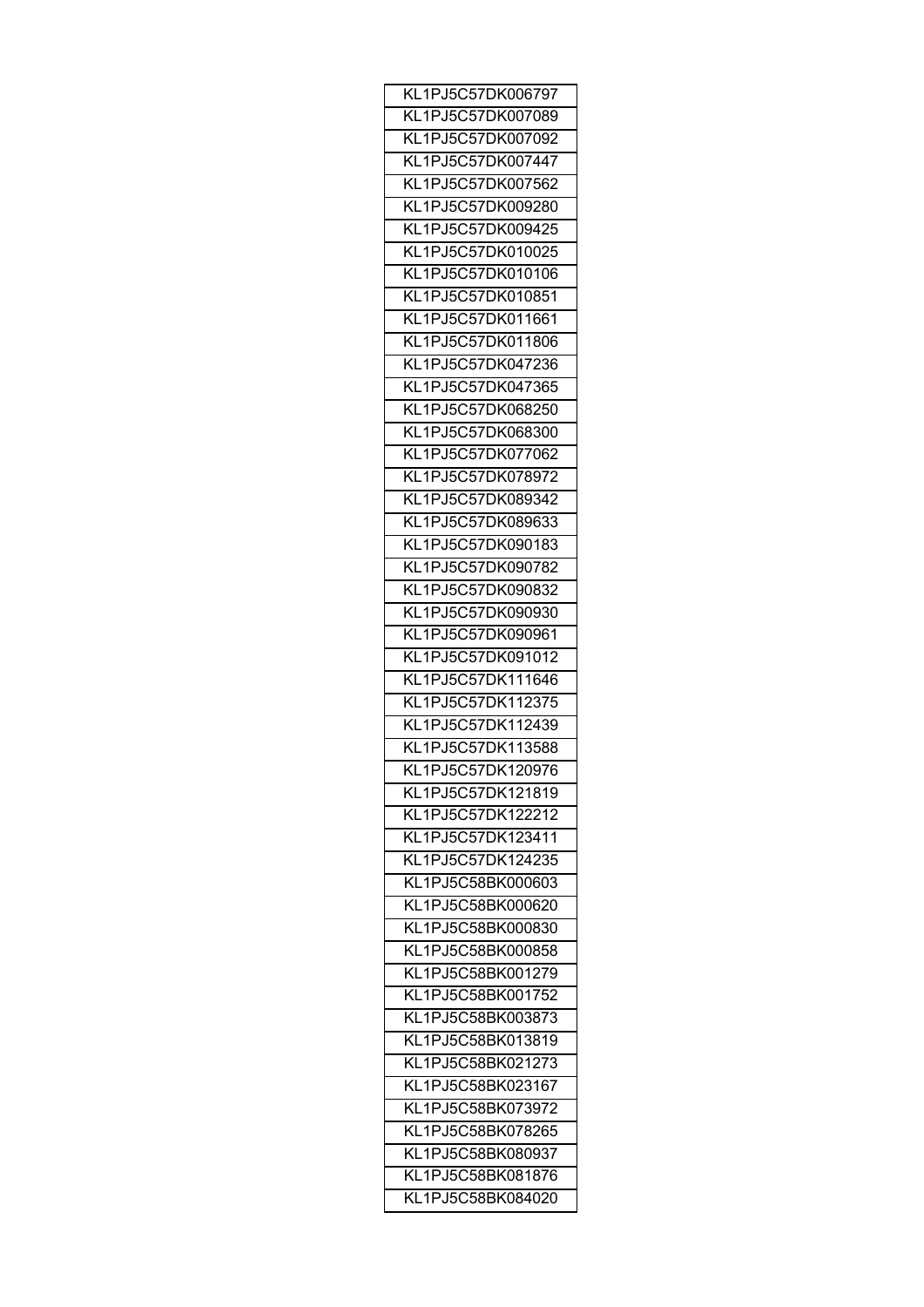| KL1PJ5C57DK006797 |
|---|
| KL1PJ5C57DK007089 |
| KL1PJ5C57DK007092 |
| KL1PJ5C57DK007447 |
| KL1PJ5C57DK007562 |
| KL1PJ5C57DK009280 |
| KL1PJ5C57DK009425 |
| KL1PJ5C57DK010025 |
| KL1PJ5C57DK010106 |
| KL1PJ5C57DK010851 |
| KL1PJ5C57DK011661 |
| KL1PJ5C57DK011806 |
| KL1PJ5C57DK047236 |
| KL1PJ5C57DK047365 |
| KL1PJ5C57DK068250 |
| KL1PJ5C57DK068300 |
| KL1PJ5C57DK077062 |
| KL1PJ5C57DK078972 |
| KL1PJ5C57DK089342 |
| KL1PJ5C57DK089633 |
| KL1PJ5C57DK090183 |
| KL1PJ5C57DK090782 |
| KL1PJ5C57DK090832 |
| KL1PJ5C57DK090930 |
| KL1PJ5C57DK090961 |
| KL1PJ5C57DK091012 |
| KL1PJ5C57DK111646 |
| KL1PJ5C57DK112375 |
| KL1PJ5C57DK112439 |
| KL1PJ5C57DK113588 |
| KL1PJ5C57DK120976 |
| KL1PJ5C57DK121819 |
| KL1PJ5C57DK122212 |
| KL1PJ5C57DK123411 |
| KL1PJ5C57DK124235 |
| KL1PJ5C58BK000603 |
| KL1PJ5C58BK000620 |
| KL1PJ5C58BK000830 |
| KL1PJ5C58BK000858 |
| KL1PJ5C58BK001279 |
| KL1PJ5C58BK001752 |
| KL1PJ5C58BK003873 |
| KL1PJ5C58BK013819 |
| KL1PJ5C58BK021273 |
| KL1PJ5C58BK023167 |
| KL1PJ5C58BK073972 |
| KL1PJ5C58BK078265 |
| KL1PJ5C58BK080937 |
| KL1PJ5C58BK081876 |
| KL1PJ5C58BK084020 |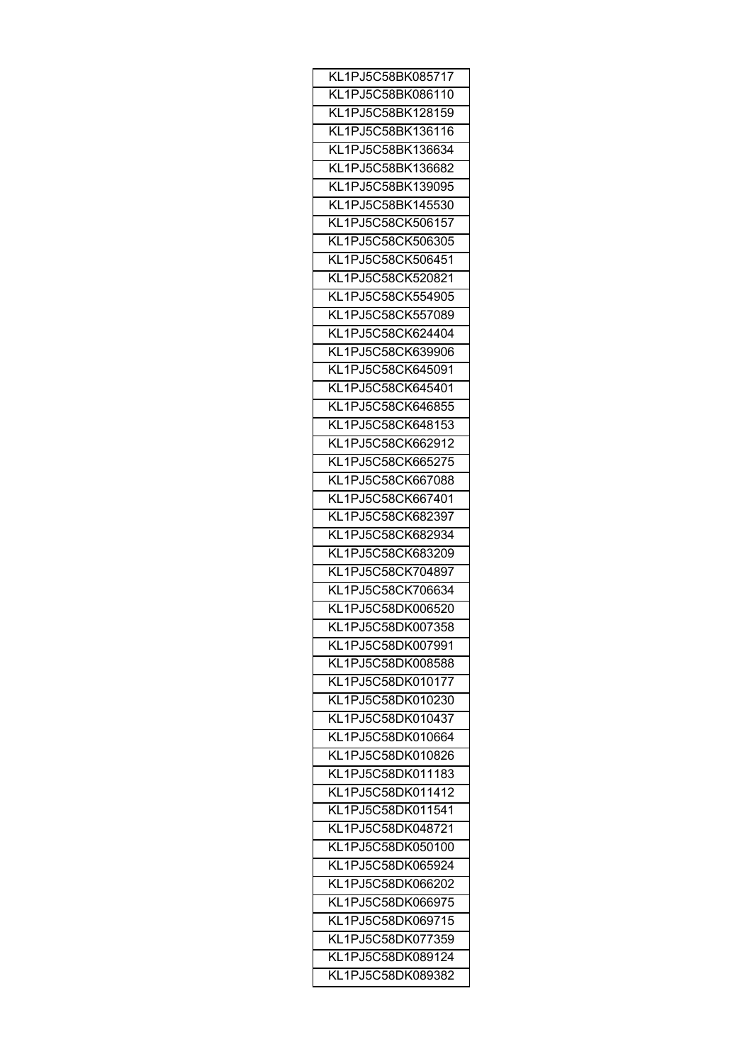| KL1PJ5C58BK085717 |
|---|
| KL1PJ5C58BK086110 |
| KL1PJ5C58BK128159 |
| KL1PJ5C58BK136116 |
| KL1PJ5C58BK136634 |
| KL1PJ5C58BK136682 |
| KL1PJ5C58BK139095 |
| KL1PJ5C58BK145530 |
| KL1PJ5C58CK506157 |
| KL1PJ5C58CK506305 |
| KL1PJ5C58CK506451 |
| KL1PJ5C58CK520821 |
| KL1PJ5C58CK554905 |
| KL1PJ5C58CK557089 |
| KL1PJ5C58CK624404 |
| KL1PJ5C58CK639906 |
| KL1PJ5C58CK645091 |
| KL1PJ5C58CK645401 |
| KL1PJ5C58CK646855 |
| KL1PJ5C58CK648153 |
| KL1PJ5C58CK662912 |
| KL1PJ5C58CK665275 |
| KL1PJ5C58CK667088 |
| KL1PJ5C58CK667401 |
| KL1PJ5C58CK682397 |
| KL1PJ5C58CK682934 |
| KL1PJ5C58CK683209 |
| KL1PJ5C58CK704897 |
| KL1PJ5C58CK706634 |
| KL1PJ5C58DK006520 |
| KL1PJ5C58DK007358 |
| KL1PJ5C58DK007991 |
| KL1PJ5C58DK008588 |
| KL1PJ5C58DK010177 |
| KL1PJ5C58DK010230 |
| KL1PJ5C58DK010437 |
| KL1PJ5C58DK010664 |
| KL1PJ5C58DK010826 |
| KL1PJ5C58DK011183 |
| KL1PJ5C58DK011412 |
| KL1PJ5C58DK011541 |
| KL1PJ5C58DK048721 |
| KL1PJ5C58DK050100 |
| KL1PJ5C58DK065924 |
| KL1PJ5C58DK066202 |
| KL1PJ5C58DK066975 |
| KL1PJ5C58DK069715 |
| KL1PJ5C58DK077359 |
| KL1PJ5C58DK089124 |
| KL1PJ5C58DK089382 |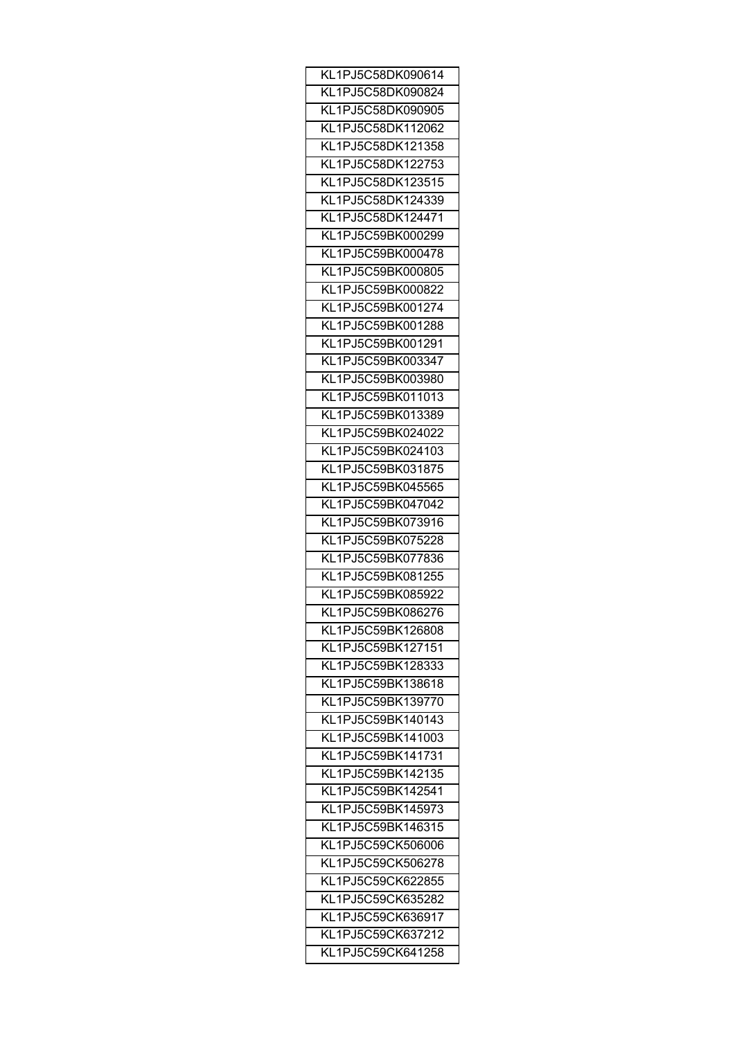| KL1PJ5C58DK090614 |
|---|
| KL1PJ5C58DK090824 |
| KL1PJ5C58DK090905 |
| KL1PJ5C58DK112062 |
| KL1PJ5C58DK121358 |
| KL1PJ5C58DK122753 |
| KL1PJ5C58DK123515 |
| KL1PJ5C58DK124339 |
| KL1PJ5C58DK124471 |
| KL1PJ5C59BK000299 |
| KL1PJ5C59BK000478 |
| KL1PJ5C59BK000805 |
| KL1PJ5C59BK000822 |
| KL1PJ5C59BK001274 |
| KL1PJ5C59BK001288 |
| KL1PJ5C59BK001291 |
| KL1PJ5C59BK003347 |
| KL1PJ5C59BK003980 |
| KL1PJ5C59BK011013 |
| KL1PJ5C59BK013389 |
| KL1PJ5C59BK024022 |
| KL1PJ5C59BK024103 |
| KL1PJ5C59BK031875 |
| KL1PJ5C59BK045565 |
| KL1PJ5C59BK047042 |
| KL1PJ5C59BK073916 |
| KL1PJ5C59BK075228 |
| KL1PJ5C59BK077836 |
| KL1PJ5C59BK081255 |
| KL1PJ5C59BK085922 |
| KL1PJ5C59BK086276 |
| KL1PJ5C59BK126808 |
| KL1PJ5C59BK127151 |
| KL1PJ5C59BK128333 |
| KL1PJ5C59BK138618 |
| KL1PJ5C59BK139770 |
| KL1PJ5C59BK140143 |
| KL1PJ5C59BK141003 |
| KL1PJ5C59BK141731 |
| KL1PJ5C59BK142135 |
| KL1PJ5C59BK142541 |
| KL1PJ5C59BK145973 |
| KL1PJ5C59BK146315 |
| KL1PJ5C59CK506006 |
| KL1PJ5C59CK506278 |
| KL1PJ5C59CK622855 |
| KL1PJ5C59CK635282 |
| KL1PJ5C59CK636917 |
| KL1PJ5C59CK637212 |
| KL1PJ5C59CK641258 |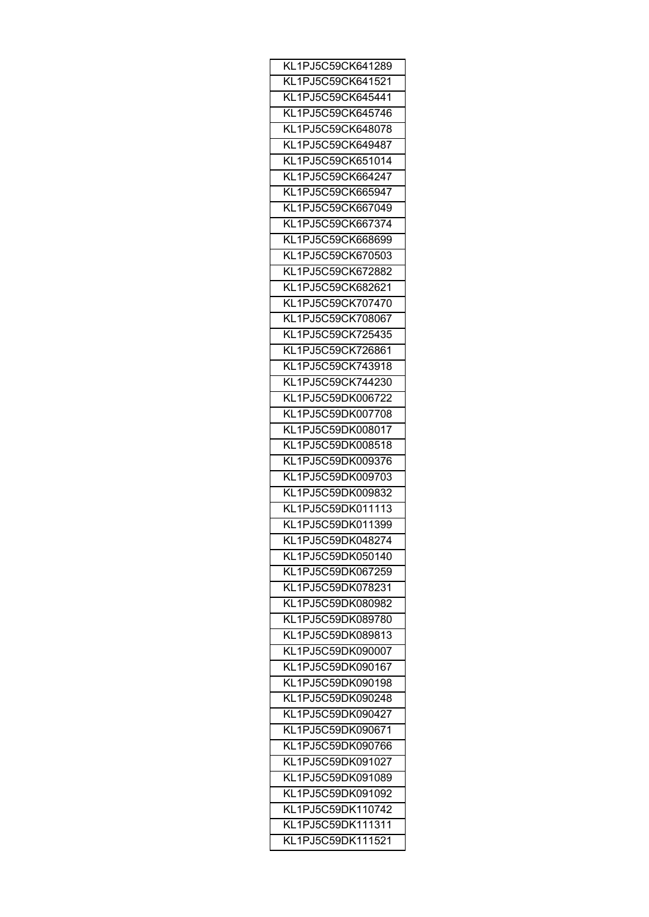| KL1PJ5C59CK641289 |
| --- |
| KL1PJ5C59CK641521 |
| KL1PJ5C59CK645441 |
| KL1PJ5C59CK645746 |
| KL1PJ5C59CK648078 |
| KL1PJ5C59CK649487 |
| KL1PJ5C59CK651014 |
| KL1PJ5C59CK664247 |
| KL1PJ5C59CK665947 |
| KL1PJ5C59CK667049 |
| KL1PJ5C59CK667374 |
| KL1PJ5C59CK668699 |
| KL1PJ5C59CK670503 |
| KL1PJ5C59CK672882 |
| KL1PJ5C59CK682621 |
| KL1PJ5C59CK707470 |
| KL1PJ5C59CK708067 |
| KL1PJ5C59CK725435 |
| KL1PJ5C59CK726861 |
| KL1PJ5C59CK743918 |
| KL1PJ5C59CK744230 |
| KL1PJ5C59DK006722 |
| KL1PJ5C59DK007708 |
| KL1PJ5C59DK008017 |
| KL1PJ5C59DK008518 |
| KL1PJ5C59DK009376 |
| KL1PJ5C59DK009703 |
| KL1PJ5C59DK009832 |
| KL1PJ5C59DK011113 |
| KL1PJ5C59DK011399 |
| KL1PJ5C59DK048274 |
| KL1PJ5C59DK050140 |
| KL1PJ5C59DK067259 |
| KL1PJ5C59DK078231 |
| KL1PJ5C59DK080982 |
| KL1PJ5C59DK089780 |
| KL1PJ5C59DK089813 |
| KL1PJ5C59DK090007 |
| KL1PJ5C59DK090167 |
| KL1PJ5C59DK090198 |
| KL1PJ5C59DK090248 |
| KL1PJ5C59DK090427 |
| KL1PJ5C59DK090671 |
| KL1PJ5C59DK090766 |
| KL1PJ5C59DK091027 |
| KL1PJ5C59DK091089 |
| KL1PJ5C59DK091092 |
| KL1PJ5C59DK110742 |
| KL1PJ5C59DK111311 |
| KL1PJ5C59DK111521 |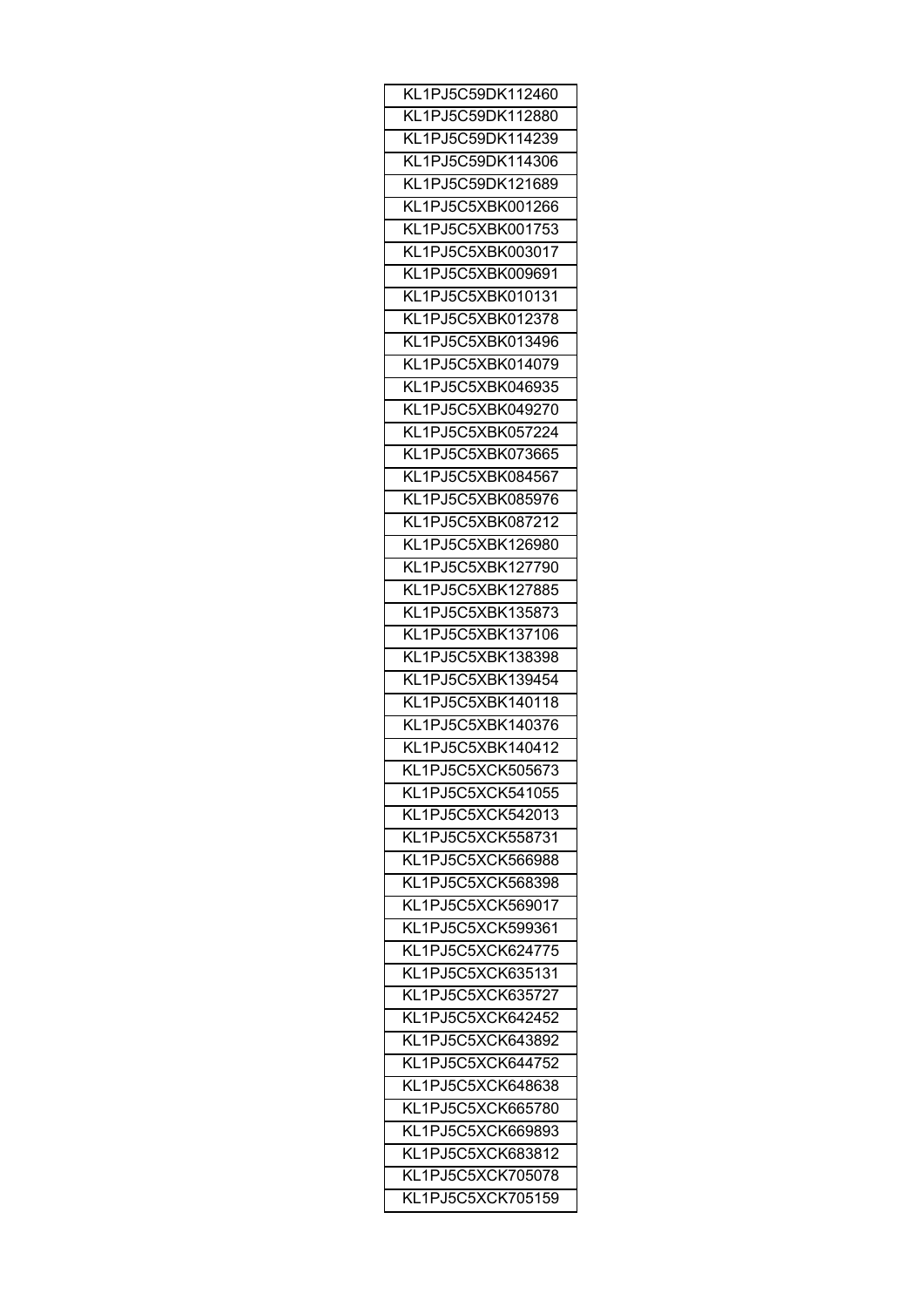| KL1PJ5C59DK112460 |
|---|
| KL1PJ5C59DK112880 |
| KL1PJ5C59DK114239 |
| KL1PJ5C59DK114306 |
| KL1PJ5C59DK121689 |
| KL1PJ5C5XBK001266 |
| KL1PJ5C5XBK001753 |
| KL1PJ5C5XBK003017 |
| KL1PJ5C5XBK009691 |
| KL1PJ5C5XBK010131 |
| KL1PJ5C5XBK012378 |
| KL1PJ5C5XBK013496 |
| KL1PJ5C5XBK014079 |
| KL1PJ5C5XBK046935 |
| KL1PJ5C5XBK049270 |
| KL1PJ5C5XBK057224 |
| KL1PJ5C5XBK073665 |
| KL1PJ5C5XBK084567 |
| KL1PJ5C5XBK085976 |
| KL1PJ5C5XBK087212 |
| KL1PJ5C5XBK126980 |
| KL1PJ5C5XBK127790 |
| KL1PJ5C5XBK127885 |
| KL1PJ5C5XBK135873 |
| KL1PJ5C5XBK137106 |
| KL1PJ5C5XBK138398 |
| KL1PJ5C5XBK139454 |
| KL1PJ5C5XBK140118 |
| KL1PJ5C5XBK140376 |
| KL1PJ5C5XBK140412 |
| KL1PJ5C5XCK505673 |
| KL1PJ5C5XCK541055 |
| KL1PJ5C5XCK542013 |
| KL1PJ5C5XCK558731 |
| KL1PJ5C5XCK566988 |
| KL1PJ5C5XCK568398 |
| KL1PJ5C5XCK569017 |
| KL1PJ5C5XCK599361 |
| KL1PJ5C5XCK624775 |
| KL1PJ5C5XCK635131 |
| KL1PJ5C5XCK635727 |
| KL1PJ5C5XCK642452 |
| KL1PJ5C5XCK643892 |
| KL1PJ5C5XCK644752 |
| KL1PJ5C5XCK648638 |
| KL1PJ5C5XCK665780 |
| KL1PJ5C5XCK669893 |
| KL1PJ5C5XCK683812 |
| KL1PJ5C5XCK705078 |
| KL1PJ5C5XCK705159 |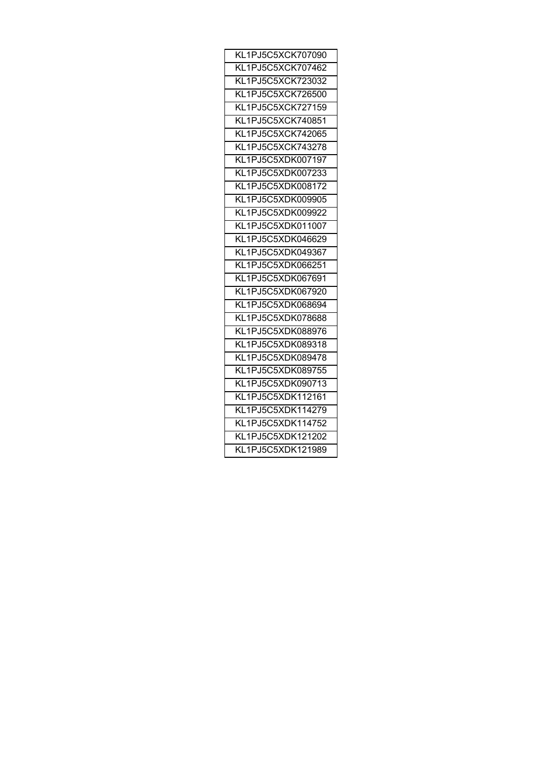| |
|---|
| KL1PJ5C5XCK707090 |
| KL1PJ5C5XCK707462 |
| KL1PJ5C5XCK723032 |
| KL1PJ5C5XCK726500 |
| KL1PJ5C5XCK727159 |
| KL1PJ5C5XCK740851 |
| KL1PJ5C5XCK742065 |
| KL1PJ5C5XCK743278 |
| KL1PJ5C5XDK007197 |
| KL1PJ5C5XDK007233 |
| KL1PJ5C5XDK008172 |
| KL1PJ5C5XDK009905 |
| KL1PJ5C5XDK009922 |
| KL1PJ5C5XDK011007 |
| KL1PJ5C5XDK046629 |
| KL1PJ5C5XDK049367 |
| KL1PJ5C5XDK066251 |
| KL1PJ5C5XDK067691 |
| KL1PJ5C5XDK067920 |
| KL1PJ5C5XDK068694 |
| KL1PJ5C5XDK078688 |
| KL1PJ5C5XDK088976 |
| KL1PJ5C5XDK089318 |
| KL1PJ5C5XDK089478 |
| KL1PJ5C5XDK089755 |
| KL1PJ5C5XDK090713 |
| KL1PJ5C5XDK112161 |
| KL1PJ5C5XDK114279 |
| KL1PJ5C5XDK114752 |
| KL1PJ5C5XDK121202 |
| KL1PJ5C5XDK121989 |